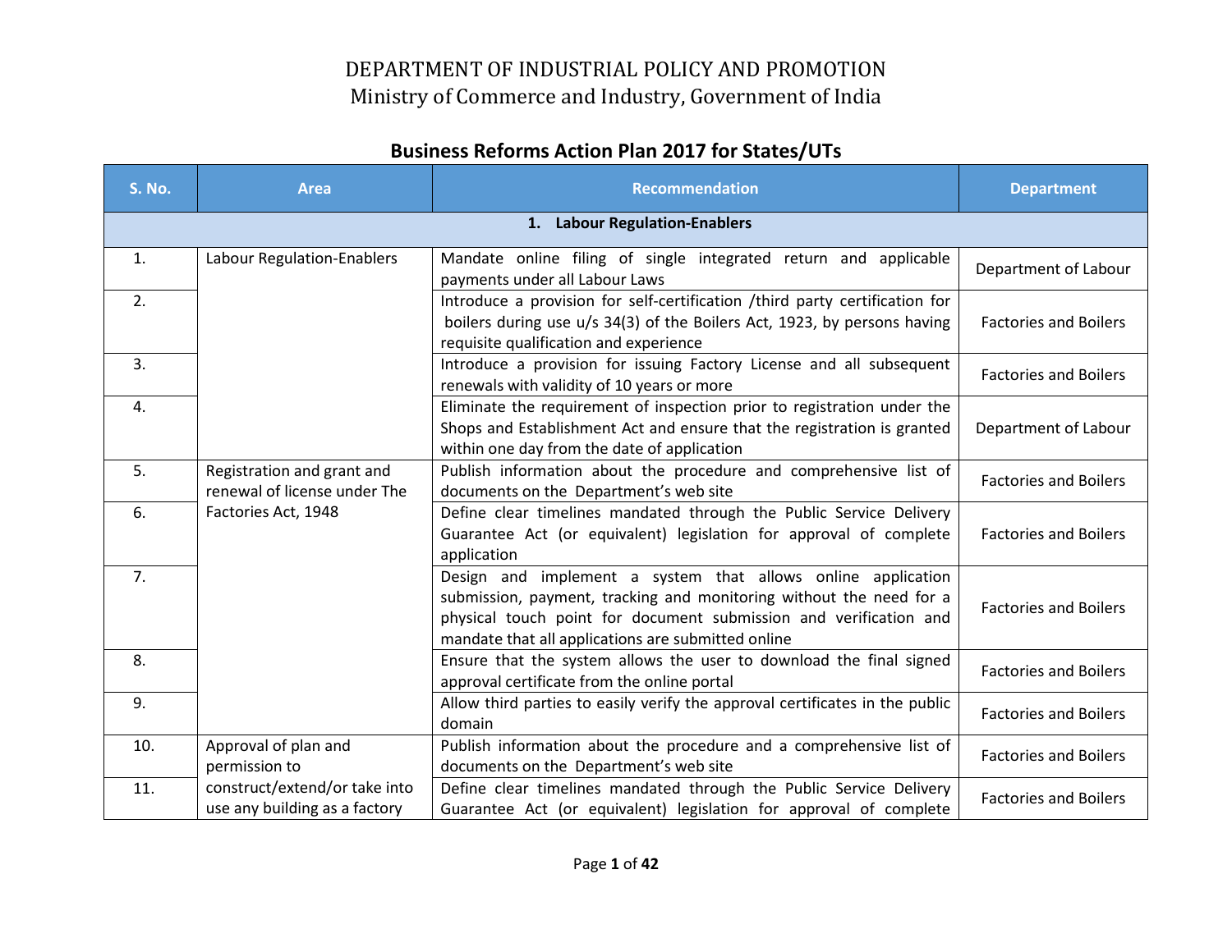# DEPARTMENT OF INDUSTRIAL POLICY AND PROMOTION

## Ministry of Commerce and Industry, Government of India

### Business Reforms Action Plan 2017 for States/UTs

| S. No. | Area | Recommendation | Department |
|---|---|---|---|
| **1. Labour Regulation-Enablers** | | | |
| 1. | Labour Regulation-Enablers | Mandate online filing of single integrated return and applicable payments under all Labour Laws | Department of Labour |
| 2. | | Introduce a provision for self-certification /third party certification for boilers during use u/s 34(3) of the Boilers Act, 1923, by persons having requisite qualification and experience | Factories and Boilers |
| 3. | | Introduce a provision for issuing Factory License and all subsequent renewals with validity of 10 years or more | Factories and Boilers |
| 4. | | Eliminate the requirement of inspection prior to registration under the Shops and Establishment Act and ensure that the registration is granted within one day from the date of application | Department of Labour |
| 5. | Registration and grant and renewal of license under The Factories Act, 1948 | Publish information about the procedure and comprehensive list of documents on the Department's web site | Factories and Boilers |
| 6. | | Define clear timelines mandated through the Public Service Delivery Guarantee Act (or equivalent) legislation for approval of complete application | Factories and Boilers |
| 7. | | Design and implement a system that allows online application submission, payment, tracking and monitoring without the need for a physical touch point for document submission and verification and mandate that all applications are submitted online | Factories and Boilers |
| 8. | | Ensure that the system allows the user to download the final signed approval certificate from the online portal | Factories and Boilers |
| 9. | | Allow third parties to easily verify the approval certificates in the public domain | Factories and Boilers |
| 10. | Approval of plan and permission to construct/extend/or take into use any building as a factory | Publish information about the procedure and a comprehensive list of documents on the Department's web site | Factories and Boilers |
| 11. | | Define clear timelines mandated through the Public Service Delivery Guarantee Act (or equivalent) legislation for approval of complete | Factories and Boilers |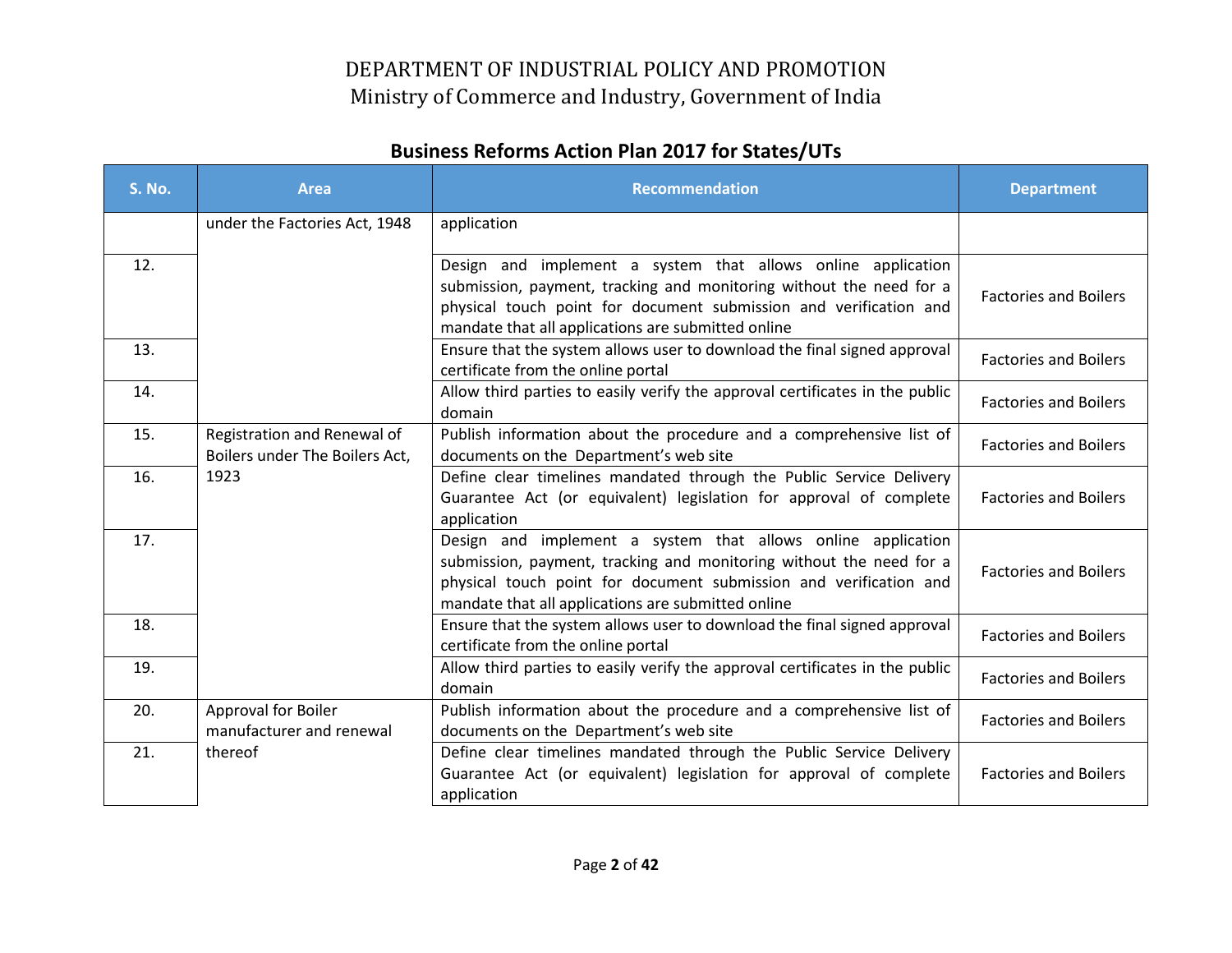# DEPARTMENT OF INDUSTRIAL POLICY AND PROMOTION
## Ministry of Commerce and Industry, Government of India

### Business Reforms Action Plan 2017 for States/UTs

| S. No. | Area | Recommendation | Department |
|---|---|---|---|
| | under the Factories Act, 1948 | application | |
| 12. | | Design and implement a system that allows online application submission, payment, tracking and monitoring without the need for a physical touch point for document submission and verification and mandate that all applications are submitted online | Factories and Boilers |
| 13. | | Ensure that the system allows user to download the final signed approval certificate from the online portal | Factories and Boilers |
| 14. | | Allow third parties to easily verify the approval certificates in the public domain | Factories and Boilers |
| 15. | Registration and Renewal of Boilers under The Boilers Act, 1923 | Publish information about the procedure and a comprehensive list of documents on the Department's web site | Factories and Boilers |
| 16. | | Define clear timelines mandated through the Public Service Delivery Guarantee Act (or equivalent) legislation for approval of complete application | Factories and Boilers |
| 17. | | Design and implement a system that allows online application submission, payment, tracking and monitoring without the need for a physical touch point for document submission and verification and mandate that all applications are submitted online | Factories and Boilers |
| 18. | | Ensure that the system allows user to download the final signed approval certificate from the online portal | Factories and Boilers |
| 19. | | Allow third parties to easily verify the approval certificates in the public domain | Factories and Boilers |
| 20. | Approval for Boiler manufacturer and renewal thereof | Publish information about the procedure and a comprehensive list of documents on the Department's web site | Factories and Boilers |
| 21. | | Define clear timelines mandated through the Public Service Delivery Guarantee Act (or equivalent) legislation for approval of complete application | Factories and Boilers |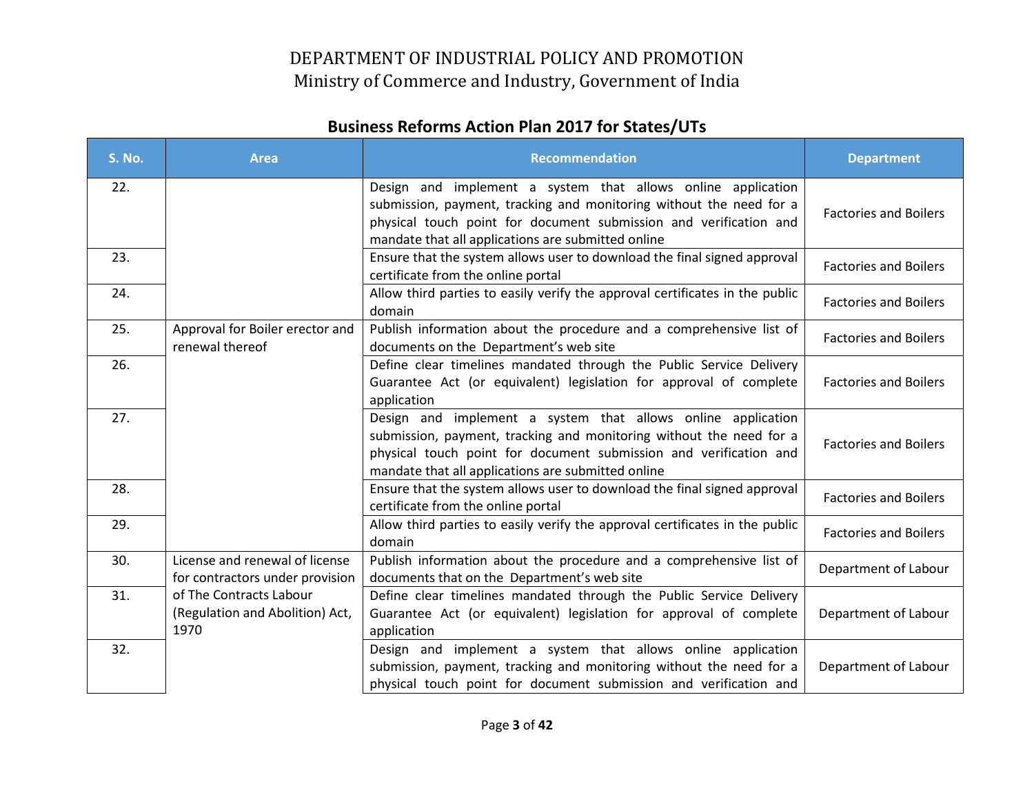DEPARTMENT OF INDUSTRIAL POLICY AND PROMOTION
Ministry of Commerce and Industry, Government of India

## Business Reforms Action Plan 2017 for States/UTs

| S. No. | Area | Recommendation | Department |
|---|---|---|---|
| 22. | | Design and implement a system that allows online application submission, payment, tracking and monitoring without the need for a physical touch point for document submission and verification and mandate that all applications are submitted online | Factories and Boilers |
| 23. | | Ensure that the system allows user to download the final signed approval certificate from the online portal | Factories and Boilers |
| 24. | | Allow third parties to easily verify the approval certificates in the public domain | Factories and Boilers |
| 25. | Approval for Boiler erector and renewal thereof | Publish information about the procedure and a comprehensive list of documents on the Department's web site | Factories and Boilers |
| 26. | | Define clear timelines mandated through the Public Service Delivery Guarantee Act (or equivalent) legislation for approval of complete application | Factories and Boilers |
| 27. | | Design and implement a system that allows online application submission, payment, tracking and monitoring without the need for a physical touch point for document submission and verification and mandate that all applications are submitted online | Factories and Boilers |
| 28. | | Ensure that the system allows user to download the final signed approval certificate from the online portal | Factories and Boilers |
| 29. | | Allow third parties to easily verify the approval certificates in the public domain | Factories and Boilers |
| 30. | License and renewal of license for contractors under provision of The Contracts Labour (Regulation and Abolition) Act, 1970 | Publish information about the procedure and a comprehensive list of documents that on the Department's web site | Department of Labour |
| 31. | | Define clear timelines mandated through the Public Service Delivery Guarantee Act (or equivalent) legislation for approval of complete application | Department of Labour |
| 32. | | Design and implement a system that allows online application submission, payment, tracking and monitoring without the need for a physical touch point for document submission and verification and | Department of Labour |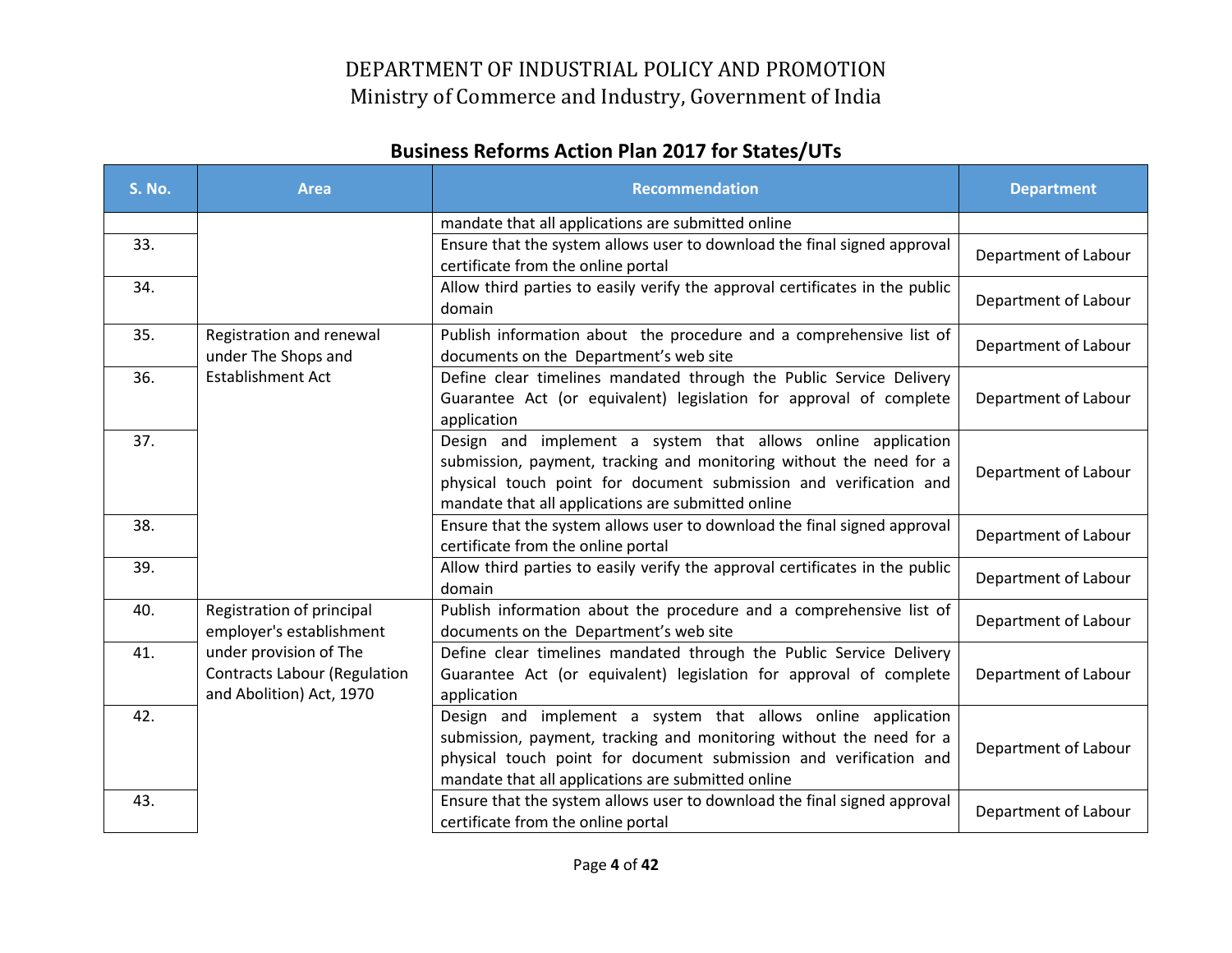# DEPARTMENT OF INDUSTRIAL POLICY AND PROMOTION
Ministry of Commerce and Industry, Government of India

## Business Reforms Action Plan 2017 for States/UTs

| S. No. | Area | Recommendation | Department |
|---|---|---|---|
| | | mandate that all applications are submitted online | |
| 33. | | Ensure that the system allows user to download the final signed approval certificate from the online portal | Department of Labour |
| 34. | | Allow third parties to easily verify the approval certificates in the public domain | Department of Labour |
| 35. | Registration and renewal under The Shops and Establishment Act | Publish information about the procedure and a comprehensive list of documents on the Department's web site | Department of Labour |
| 36. | | Define clear timelines mandated through the Public Service Delivery Guarantee Act (or equivalent) legislation for approval of complete application | Department of Labour |
| 37. | | Design and implement a system that allows online application submission, payment, tracking and monitoring without the need for a physical touch point for document submission and verification and mandate that all applications are submitted online | Department of Labour |
| 38. | | Ensure that the system allows user to download the final signed approval certificate from the online portal | Department of Labour |
| 39. | | Allow third parties to easily verify the approval certificates in the public domain | Department of Labour |
| 40. | Registration of principal employer's establishment under provision of The Contracts Labour (Regulation and Abolition) Act, 1970 | Publish information about the procedure and a comprehensive list of documents on the Department's web site | Department of Labour |
| 41. | | Define clear timelines mandated through the Public Service Delivery Guarantee Act (or equivalent) legislation for approval of complete application | Department of Labour |
| 42. | | Design and implement a system that allows online application submission, payment, tracking and monitoring without the need for a physical touch point for document submission and verification and mandate that all applications are submitted online | Department of Labour |
| 43. | | Ensure that the system allows user to download the final signed approval certificate from the online portal | Department of Labour |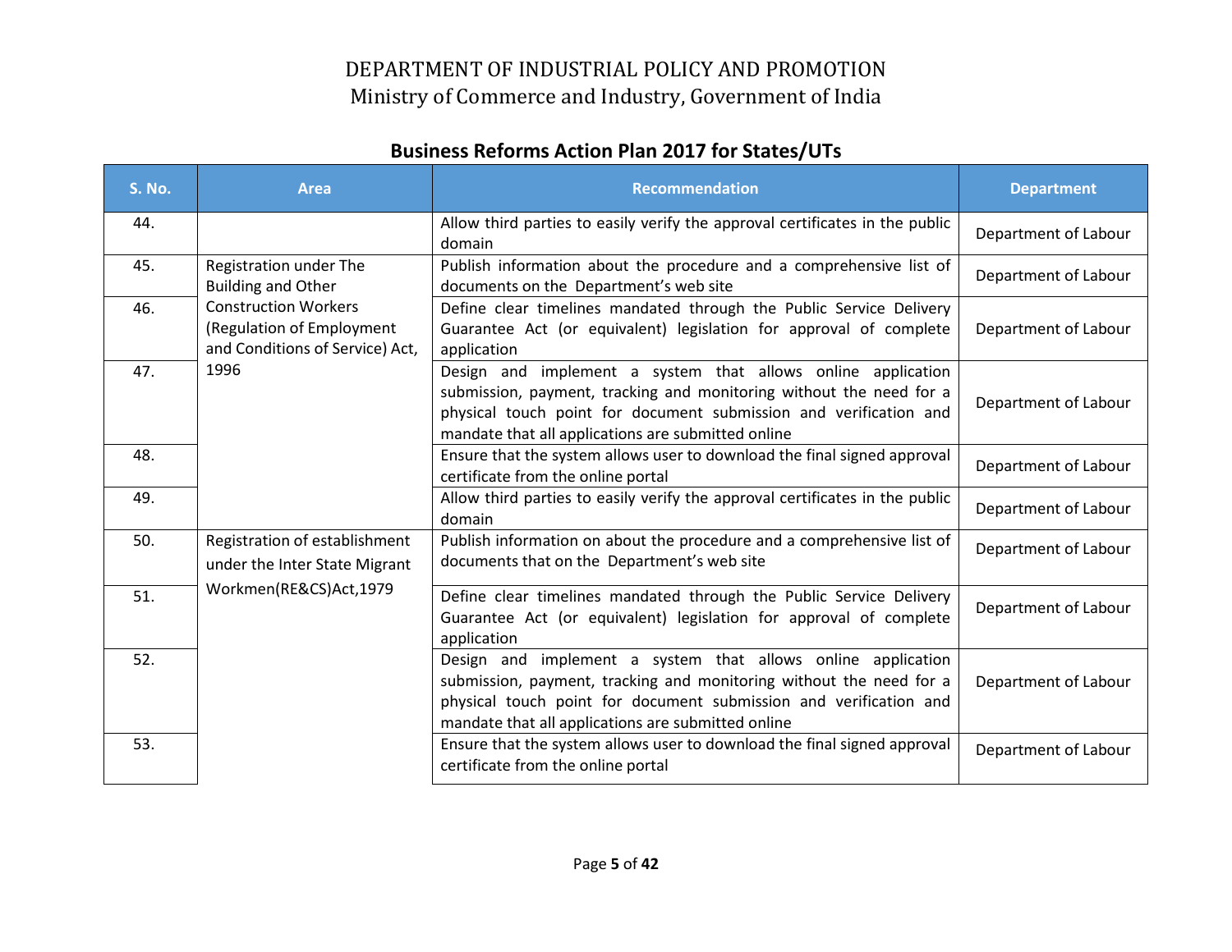# DEPARTMENT OF INDUSTRIAL POLICY AND PROMOTION
## Ministry of Commerce and Industry, Government of India

### Business Reforms Action Plan 2017 for States/UTs

| S. No. | Area | Recommendation | Department |
|---|---|---|---|
| 44. | | Allow third parties to easily verify the approval certificates in the public domain | Department of Labour |
| 45. | Registration under The Building and Other Construction Workers (Regulation of Employment and Conditions of Service) Act, 1996 | Publish information about the procedure and a comprehensive list of documents on the Department's web site | Department of Labour |
| 46. | | Define clear timelines mandated through the Public Service Delivery Guarantee Act (or equivalent) legislation for approval of complete application | Department of Labour |
| 47. | | Design and implement a system that allows online application submission, payment, tracking and monitoring without the need for a physical touch point for document submission and verification and mandate that all applications are submitted online | Department of Labour |
| 48. | | Ensure that the system allows user to download the final signed approval certificate from the online portal | Department of Labour |
| 49. | | Allow third parties to easily verify the approval certificates in the public domain | Department of Labour |
| 50. | Registration of establishment under the Inter State Migrant Workmen(RE&CS)Act,1979 | Publish information on about the procedure and a comprehensive list of documents that on the Department's web site | Department of Labour |
| 51. | | Define clear timelines mandated through the Public Service Delivery Guarantee Act (or equivalent) legislation for approval of complete application | Department of Labour |
| 52. | | Design and implement a system that allows online application submission, payment, tracking and monitoring without the need for a physical touch point for document submission and verification and mandate that all applications are submitted online | Department of Labour |
| 53. | | Ensure that the system allows user to download the final signed approval certificate from the online portal | Department of Labour |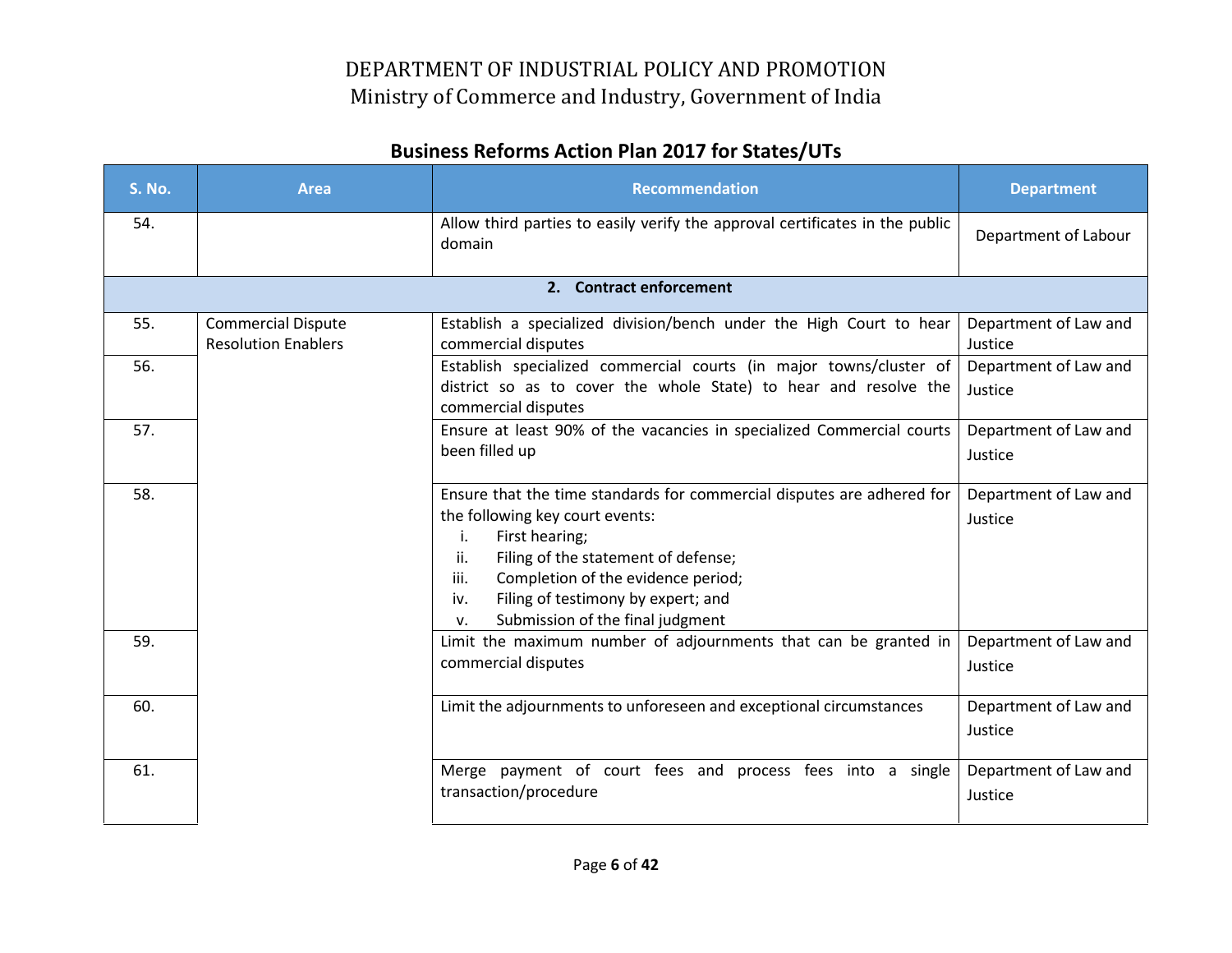DEPARTMENT OF INDUSTRIAL POLICY AND PROMOTION
Ministry of Commerce and Industry, Government of India

## Business Reforms Action Plan 2017 for States/UTs

| S. No. | Area | Recommendation | Department |
|---|---|---|---|
| 54. | | Allow third parties to easily verify the approval certificates in the public domain | Department of Labour |
| | | **2. Contract enforcement** | |
| 55. | Commercial Dispute Resolution Enablers | Establish a specialized division/bench under the High Court to hear commercial disputes | Department of Law and Justice |
| 56. | | Establish specialized commercial courts (in major towns/cluster of district so as to cover the whole State) to hear and resolve the commercial disputes | Department of Law and Justice |
| 57. | | Ensure at least 90% of the vacancies in specialized Commercial courts been filled up | Department of Law and Justice |
| 58. | | Ensure that the time standards for commercial disputes are adhered for the following key court events:<br>i. First hearing;<br>ii. Filing of the statement of defense;<br>iii. Completion of the evidence period;<br>iv. Filing of testimony by expert; and<br>v. Submission of the final judgment | Department of Law and Justice |
| 59. | | Limit the maximum number of adjournments that can be granted in commercial disputes | Department of Law and Justice |
| 60. | | Limit the adjournments to unforeseen and exceptional circumstances | Department of Law and Justice |
| 61. | | Merge payment of court fees and process fees into a single transaction/procedure | Department of Law and Justice |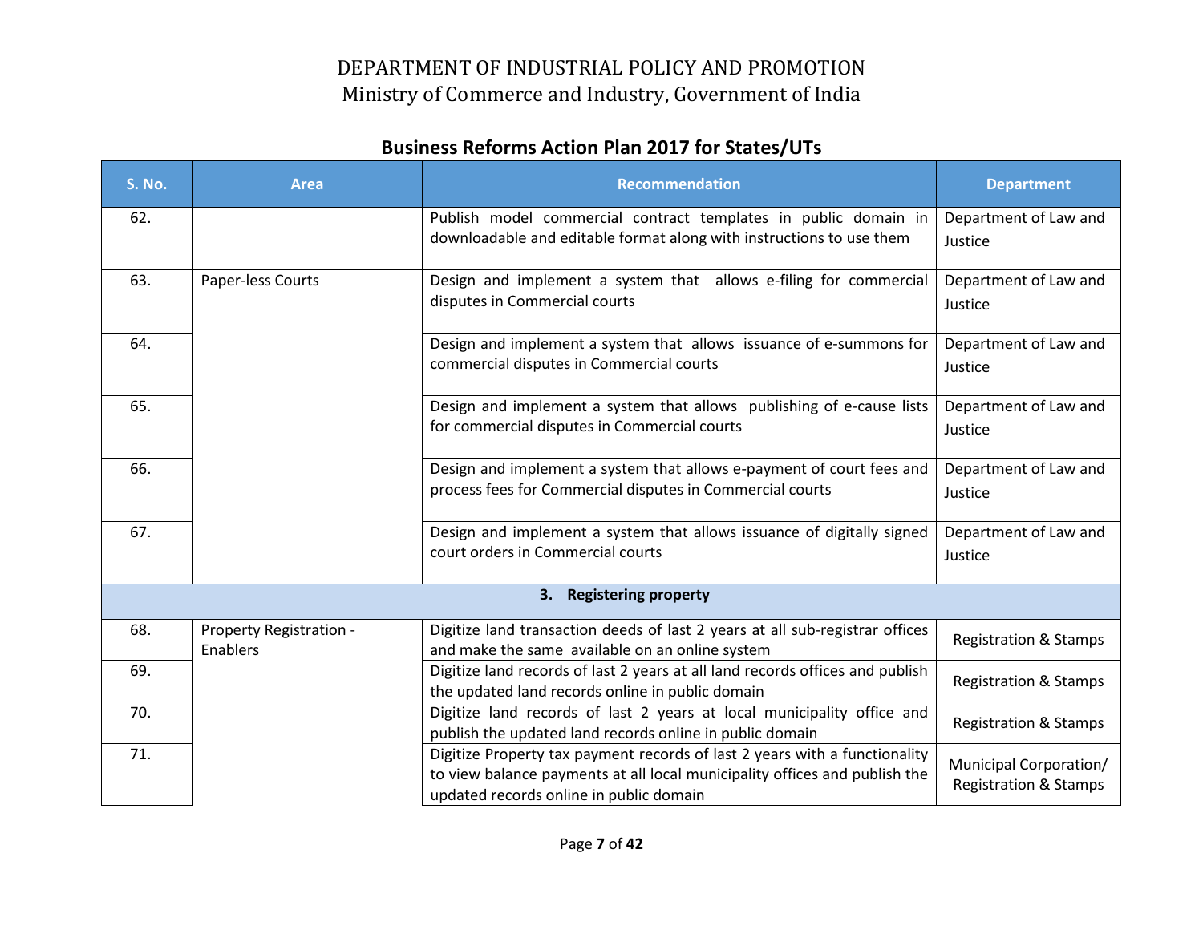# DEPARTMENT OF INDUSTRIAL POLICY AND PROMOTION
## Ministry of Commerce and Industry, Government of India

### Business Reforms Action Plan 2017 for States/UTs

| S. No. | Area | Recommendation | Department |
|---|---|---|---|
| 62. | | Publish model commercial contract templates in public domain in downloadable and editable format along with instructions to use them | Department of Law and Justice |
| 63. | Paper-less Courts | Design and implement a system that allows e-filing for commercial disputes in Commercial courts | Department of Law and Justice |
| 64. | | Design and implement a system that allows issuance of e-summons for commercial disputes in Commercial courts | Department of Law and Justice |
| 65. | | Design and implement a system that allows publishing of e-cause lists for commercial disputes in Commercial courts | Department of Law and Justice |
| 66. | | Design and implement a system that allows e-payment of court fees and process fees for Commercial disputes in Commercial courts | Department of Law and Justice |
| 67. | | Design and implement a system that allows issuance of digitally signed court orders in Commercial courts | Department of Law and Justice |
| | | **3. Registering property** | |
| 68. | Property Registration - Enablers | Digitize land transaction deeds of last 2 years at all sub-registrar offices and make the same available on an online system | Registration & Stamps |
| 69. | | Digitize land records of last 2 years at all land records offices and publish the updated land records online in public domain | Registration & Stamps |
| 70. | | Digitize land records of last 2 years at local municipality office and publish the updated land records online in public domain | Registration & Stamps |
| 71. | | Digitize Property tax payment records of last 2 years with a functionality to view balance payments at all local municipality offices and publish the updated records online in public domain | Municipal Corporation/ Registration & Stamps |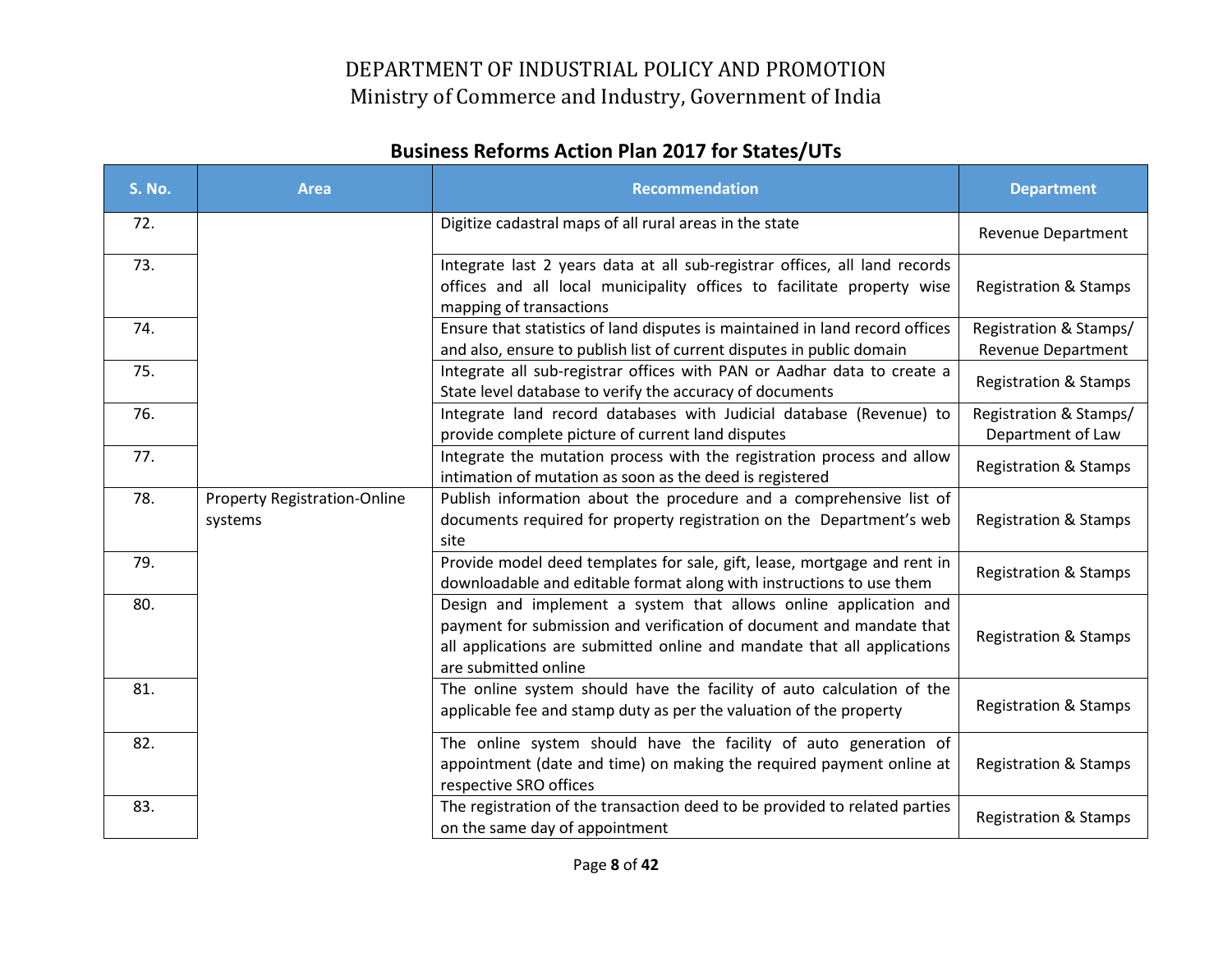# DEPARTMENT OF INDUSTRIAL POLICY AND PROMOTION
## Ministry of Commerce and Industry, Government of India

### Business Reforms Action Plan 2017 for States/UTs

| S. No. | Area | Recommendation | Department |
|---|---|---|---|
| 72. | | Digitize cadastral maps of all rural areas in the state | Revenue Department |
| 73. | | Integrate last 2 years data at all sub-registrar offices, all land records offices and all local municipality offices to facilitate property wise mapping of transactions | Registration & Stamps |
| 74. | | Ensure that statistics of land disputes is maintained in land record offices and also, ensure to publish list of current disputes in public domain | Registration & Stamps/ Revenue Department |
| 75. | | Integrate all sub-registrar offices with PAN or Aadhar data to create a State level database to verify the accuracy of documents | Registration & Stamps |
| 76. | | Integrate land record databases with Judicial database (Revenue) to provide complete picture of current land disputes | Registration & Stamps/ Department of Law |
| 77. | | Integrate the mutation process with the registration process and allow intimation of mutation as soon as the deed is registered | Registration & Stamps |
| 78. | Property Registration-Online systems | Publish information about the procedure and a comprehensive list of documents required for property registration on the Department's web site | Registration & Stamps |
| 79. | | Provide model deed templates for sale, gift, lease, mortgage and rent in downloadable and editable format along with instructions to use them | Registration & Stamps |
| 80. | | Design and implement a system that allows online application and payment for submission and verification of document and mandate that all applications are submitted online and mandate that all applications are submitted online | Registration & Stamps |
| 81. | | The online system should have the facility of auto calculation of the applicable fee and stamp duty as per the valuation of the property | Registration & Stamps |
| 82. | | The online system should have the facility of auto generation of appointment (date and time) on making the required payment online at respective SRO offices | Registration & Stamps |
| 83. | | The registration of the transaction deed to be provided to related parties on the same day of appointment | Registration & Stamps |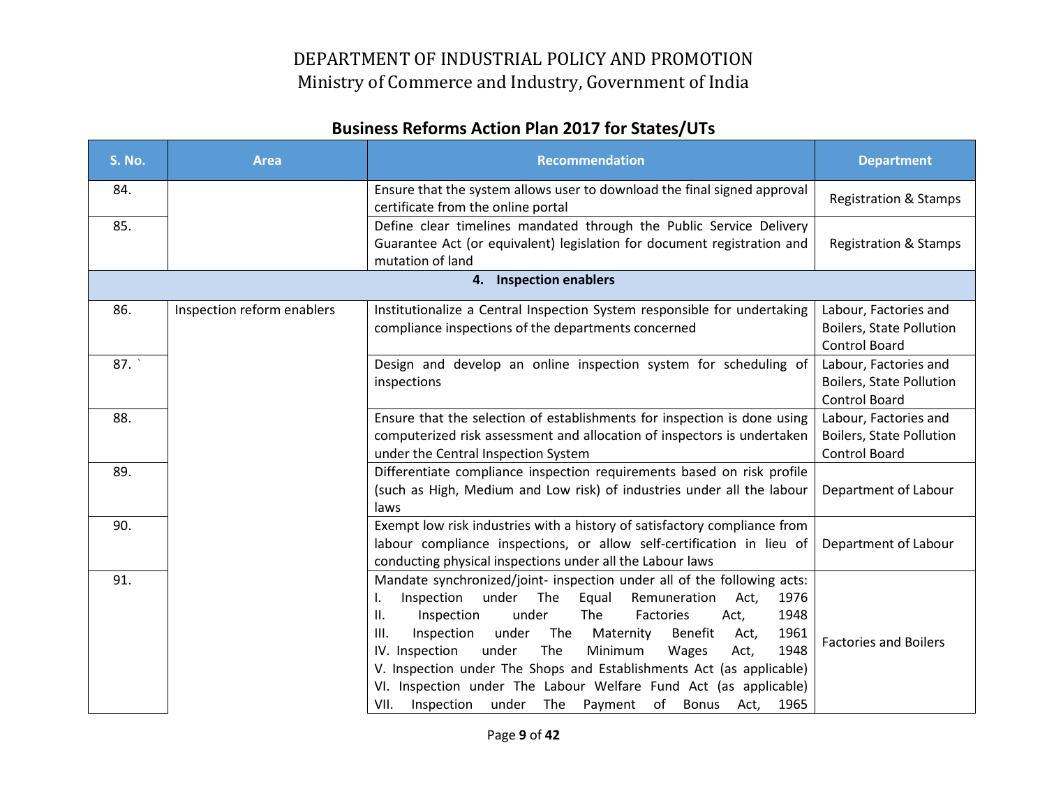# DEPARTMENT OF INDUSTRIAL POLICY AND PROMOTION

Ministry of Commerce and Industry, Government of India

## Business Reforms Action Plan 2017 for States/UTs

| S. No. | Area | Recommendation | Department |
|---|---|---|---|
| 84. | | Ensure that the system allows user to download the final signed approval certificate from the online portal | Registration & Stamps |
| 85. | | Define clear timelines mandated through the Public Service Delivery Guarantee Act (or equivalent) legislation for document registration and mutation of land | Registration & Stamps |
| | | **4. Inspection enablers** | |
| 86. | Inspection reform enablers | Institutionalize a Central Inspection System responsible for undertaking compliance inspections of the departments concerned | Labour, Factories and Boilers, State Pollution Control Board |
| 87. ` | | Design and develop an online inspection system for scheduling of inspections | Labour, Factories and Boilers, State Pollution Control Board |
| 88. | | Ensure that the selection of establishments for inspection is done using computerized risk assessment and allocation of inspectors is undertaken under the Central Inspection System | Labour, Factories and Boilers, State Pollution Control Board |
| 89. | | Differentiate compliance inspection requirements based on risk profile (such as High, Medium and Low risk) of industries under all the labour laws | Department of Labour |
| 90. | | Exempt low risk industries with a history of satisfactory compliance from labour compliance inspections, or allow self-certification in lieu of conducting physical inspections under all the Labour laws | Department of Labour |
| 91. | | Mandate synchronized/joint- inspection under all of the following acts:<br>I. Inspection under The Equal Remuneration Act, 1976<br>II. Inspection under The Factories Act, 1948<br>III. Inspection under The Maternity Benefit Act, 1961<br>IV. Inspection under The Minimum Wages Act, 1948<br>V. Inspection under The Shops and Establishments Act (as applicable)<br>VI. Inspection under The Labour Welfare Fund Act (as applicable)<br>VII. Inspection under The Payment of Bonus Act, 1965 | Factories and Boilers |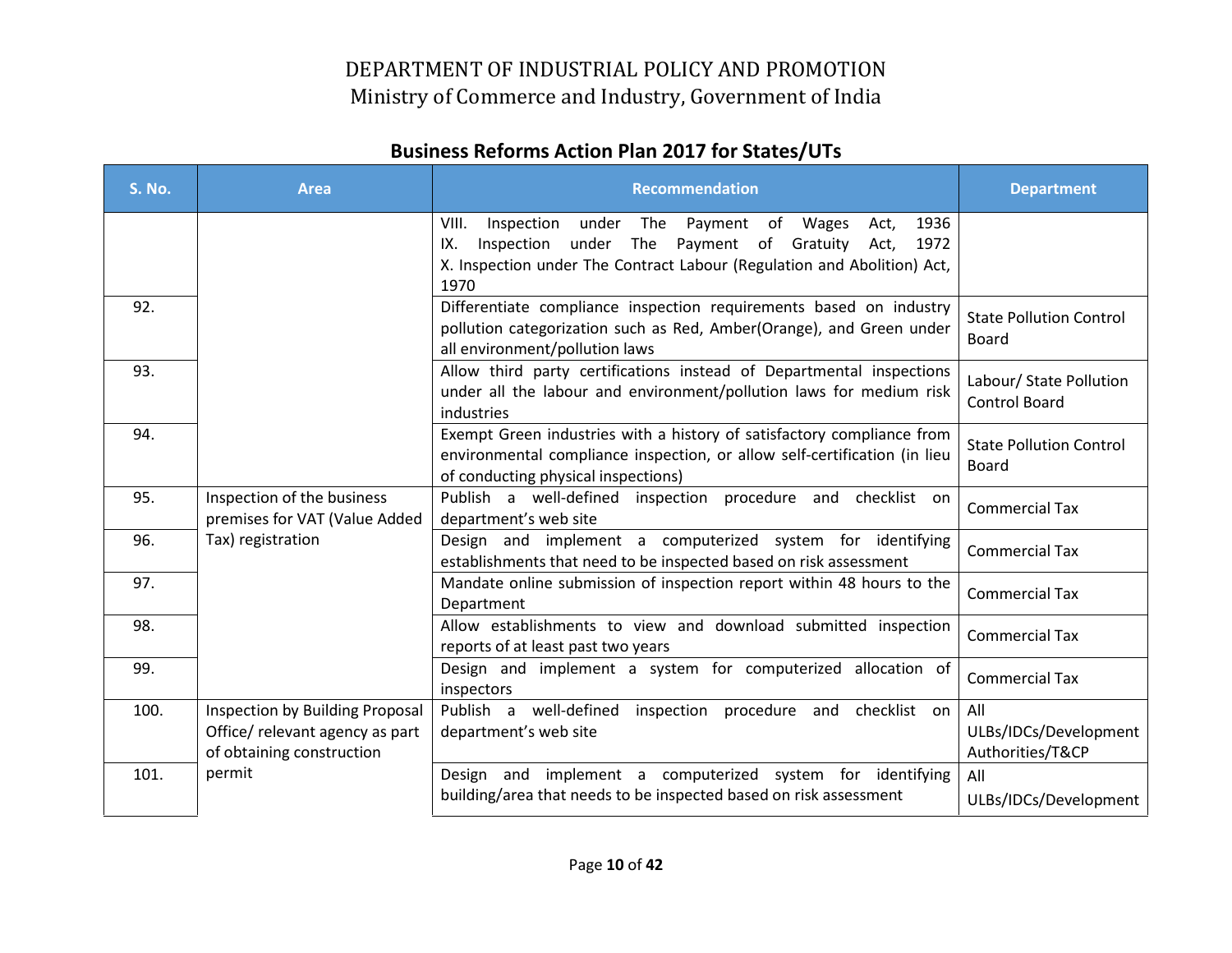# DEPARTMENT OF INDUSTRIAL POLICY AND PROMOTION
Ministry of Commerce and Industry, Government of India

## Business Reforms Action Plan 2017 for States/UTs

| S. No. | Area | Recommendation | Department |
|---|---|---|---|
| | | VIII. Inspection under The Payment of Wages Act, 1936<br>IX. Inspection under The Payment of Gratuity Act, 1972<br>X. Inspection under The Contract Labour (Regulation and Abolition) Act, 1970 | |
| 92. | | Differentiate compliance inspection requirements based on industry pollution categorization such as Red, Amber(Orange), and Green under all environment/pollution laws | State Pollution Control Board |
| 93. | | Allow third party certifications instead of Departmental inspections under all the labour and environment/pollution laws for medium risk industries | Labour/ State Pollution Control Board |
| 94. | | Exempt Green industries with a history of satisfactory compliance from environmental compliance inspection, or allow self-certification (in lieu of conducting physical inspections) | State Pollution Control Board |
| 95. | Inspection of the business premises for VAT (Value Added Tax) registration | Publish a well-defined inspection procedure and checklist on department's web site | Commercial Tax |
| 96. | | Design and implement a computerized system for identifying establishments that need to be inspected based on risk assessment | Commercial Tax |
| 97. | | Mandate online submission of inspection report within 48 hours to the Department | Commercial Tax |
| 98. | | Allow establishments to view and download submitted inspection reports of at least past two years | Commercial Tax |
| 99. | | Design and implement a system for computerized allocation of inspectors | Commercial Tax |
| 100. | Inspection by Building Proposal Office/ relevant agency as part of obtaining construction permit | Publish a well-defined inspection procedure and checklist on department's web site | All ULBs/IDCs/Development Authorities/T&CP |
| 101. | | Design and implement a computerized system for identifying building/area that needs to be inspected based on risk assessment | All ULBs/IDCs/Development |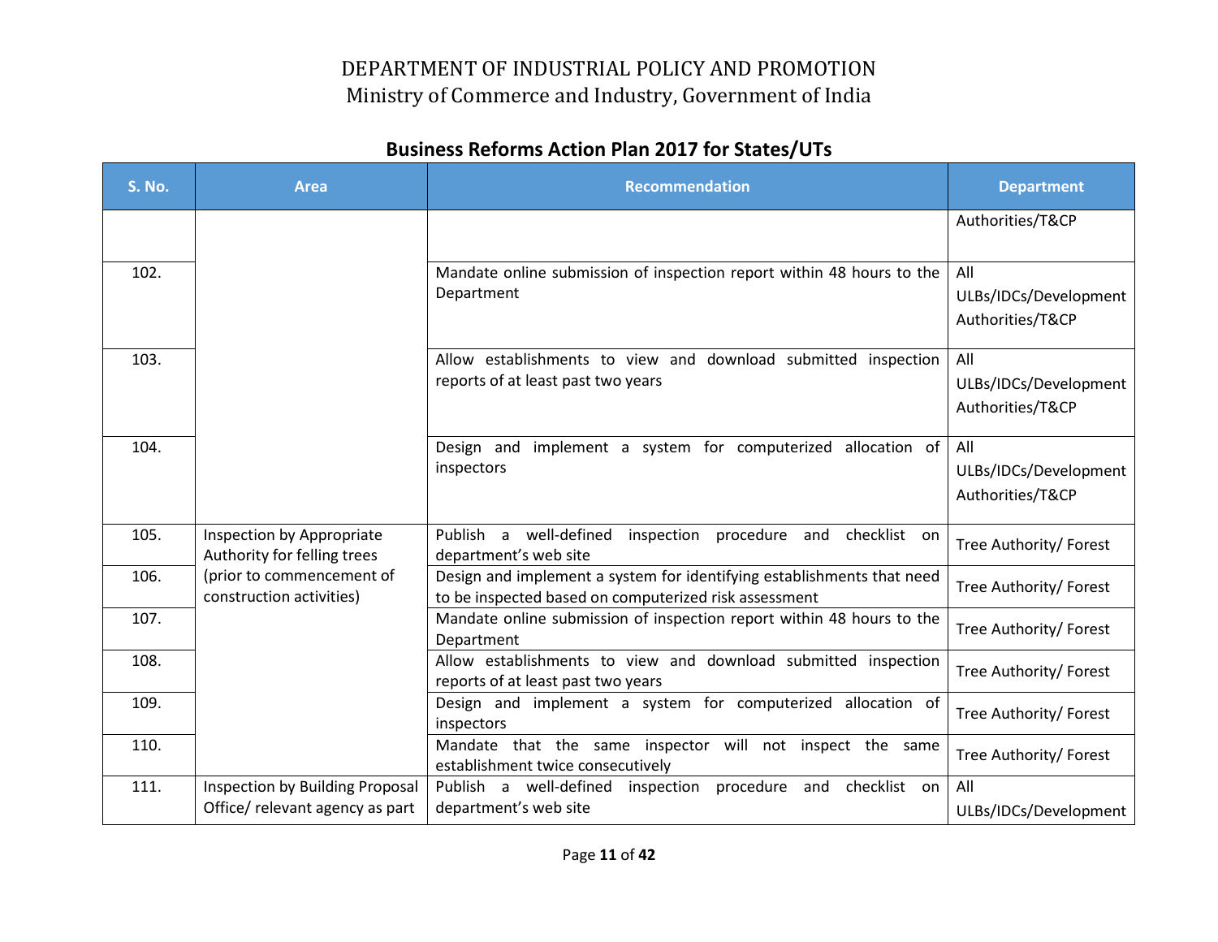# DEPARTMENT OF INDUSTRIAL POLICY AND PROMOTION
## Ministry of Commerce and Industry, Government of India

### Business Reforms Action Plan 2017 for States/UTs

| S. No. | Area | Recommendation | Department |
|---|---|---|---|
| | | | Authorities/T&CP |
| 102. | | Mandate online submission of inspection report within 48 hours to the Department | All ULBs/IDCs/Development Authorities/T&CP |
| 103. | | Allow establishments to view and download submitted inspection reports of at least past two years | All ULBs/IDCs/Development Authorities/T&CP |
| 104. | | Design and implement a system for computerized allocation of inspectors | All ULBs/IDCs/Development Authorities/T&CP |
| 105. | Inspection by Appropriate Authority for felling trees (prior to commencement of construction activities) | Publish a well-defined inspection procedure and checklist on department's web site | Tree Authority/ Forest |
| 106. | | Design and implement a system for identifying establishments that need to be inspected based on computerized risk assessment | Tree Authority/ Forest |
| 107. | | Mandate online submission of inspection report within 48 hours to the Department | Tree Authority/ Forest |
| 108. | | Allow establishments to view and download submitted inspection reports of at least past two years | Tree Authority/ Forest |
| 109. | | Design and implement a system for computerized allocation of inspectors | Tree Authority/ Forest |
| 110. | | Mandate that the same inspector will not inspect the same establishment twice consecutively | Tree Authority/ Forest |
| 111. | Inspection by Building Proposal Office/ relevant agency as part | Publish a well-defined inspection procedure and checklist on department's web site | All ULBs/IDCs/Development |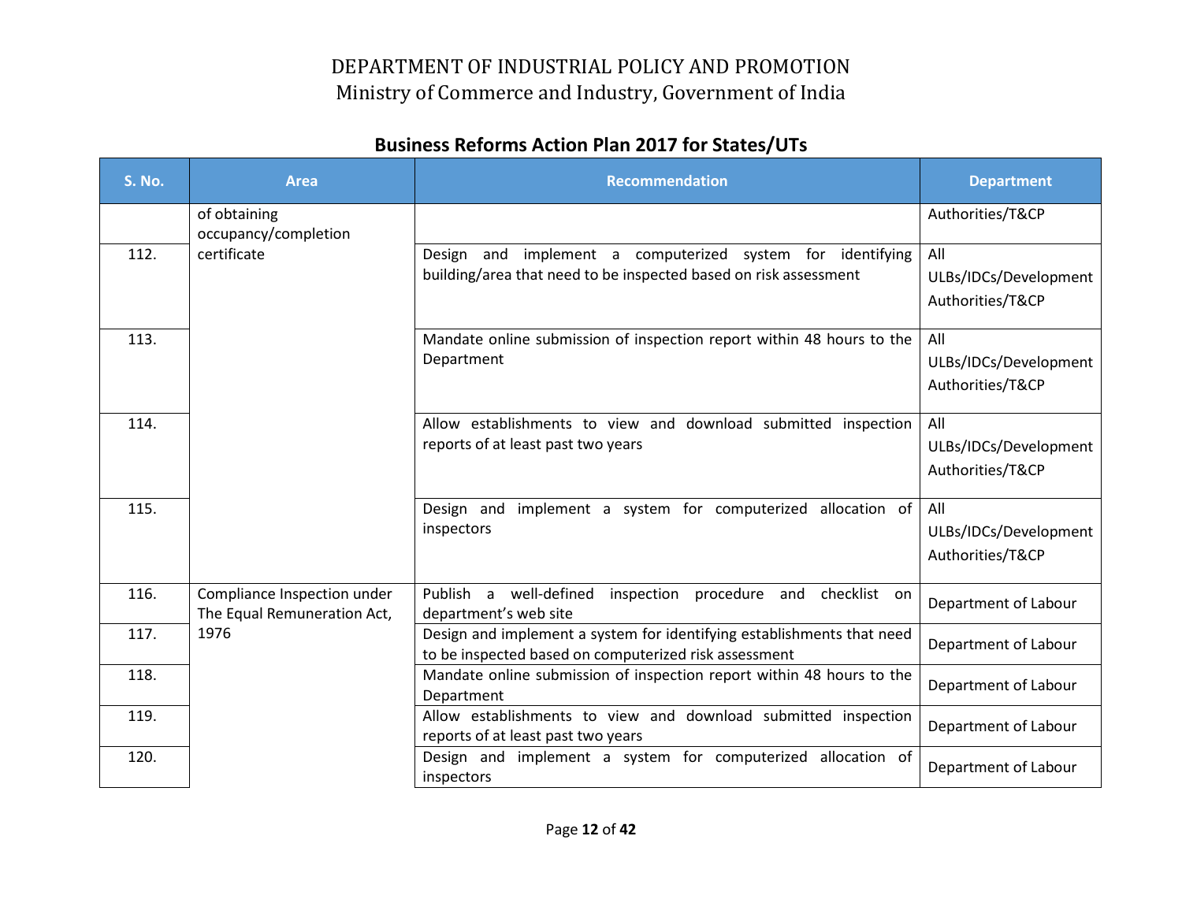# DEPARTMENT OF INDUSTRIAL POLICY AND PROMOTION
Ministry of Commerce and Industry, Government of India

## Business Reforms Action Plan 2017 for States/UTs

| S. No. | Area | Recommendation | Department |
|---|---|---|---|
| | of obtaining occupancy/completion certificate | | Authorities/T&CP |
| 112. | | Design and implement a computerized system for identifying building/area that need to be inspected based on risk assessment | All ULBs/IDCs/Development Authorities/T&CP |
| 113. | | Mandate online submission of inspection report within 48 hours to the Department | All ULBs/IDCs/Development Authorities/T&CP |
| 114. | | Allow establishments to view and download submitted inspection reports of at least past two years | All ULBs/IDCs/Development Authorities/T&CP |
| 115. | | Design and implement a system for computerized allocation of inspectors | All ULBs/IDCs/Development Authorities/T&CP |
| 116. | Compliance Inspection under The Equal Remuneration Act, 1976 | Publish a well-defined inspection procedure and checklist on department's web site | Department of Labour |
| 117. | | Design and implement a system for identifying establishments that need to be inspected based on computerized risk assessment | Department of Labour |
| 118. | | Mandate online submission of inspection report within 48 hours to the Department | Department of Labour |
| 119. | | Allow establishments to view and download submitted inspection reports of at least past two years | Department of Labour |
| 120. | | Design and implement a system for computerized allocation of inspectors | Department of Labour |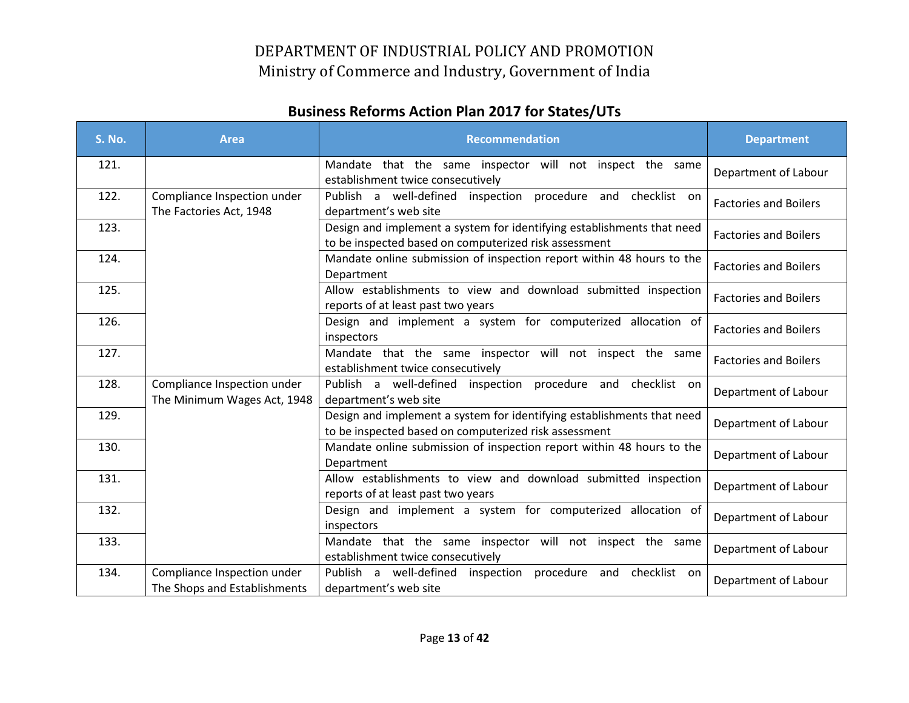# DEPARTMENT OF INDUSTRIAL POLICY AND PROMOTION
## Ministry of Commerce and Industry, Government of India

### Business Reforms Action Plan 2017 for States/UTs

| S. No. | Area | Recommendation | Department |
|---|---|---|---|
| 121. | | Mandate that the same inspector will not inspect the same establishment twice consecutively | Department of Labour |
| 122. | Compliance Inspection under The Factories Act, 1948 | Publish a well-defined inspection procedure and checklist on department's web site | Factories and Boilers |
| 123. | | Design and implement a system for identifying establishments that need to be inspected based on computerized risk assessment | Factories and Boilers |
| 124. | | Mandate online submission of inspection report within 48 hours to the Department | Factories and Boilers |
| 125. | | Allow establishments to view and download submitted inspection reports of at least past two years | Factories and Boilers |
| 126. | | Design and implement a system for computerized allocation of inspectors | Factories and Boilers |
| 127. | | Mandate that the same inspector will not inspect the same establishment twice consecutively | Factories and Boilers |
| 128. | Compliance Inspection under The Minimum Wages Act, 1948 | Publish a well-defined inspection procedure and checklist on department's web site | Department of Labour |
| 129. | | Design and implement a system for identifying establishments that need to be inspected based on computerized risk assessment | Department of Labour |
| 130. | | Mandate online submission of inspection report within 48 hours to the Department | Department of Labour |
| 131. | | Allow establishments to view and download submitted inspection reports of at least past two years | Department of Labour |
| 132. | | Design and implement a system for computerized allocation of inspectors | Department of Labour |
| 133. | | Mandate that the same inspector will not inspect the same establishment twice consecutively | Department of Labour |
| 134. | Compliance Inspection under The Shops and Establishments | Publish a well-defined inspection procedure and checklist on department's web site | Department of Labour |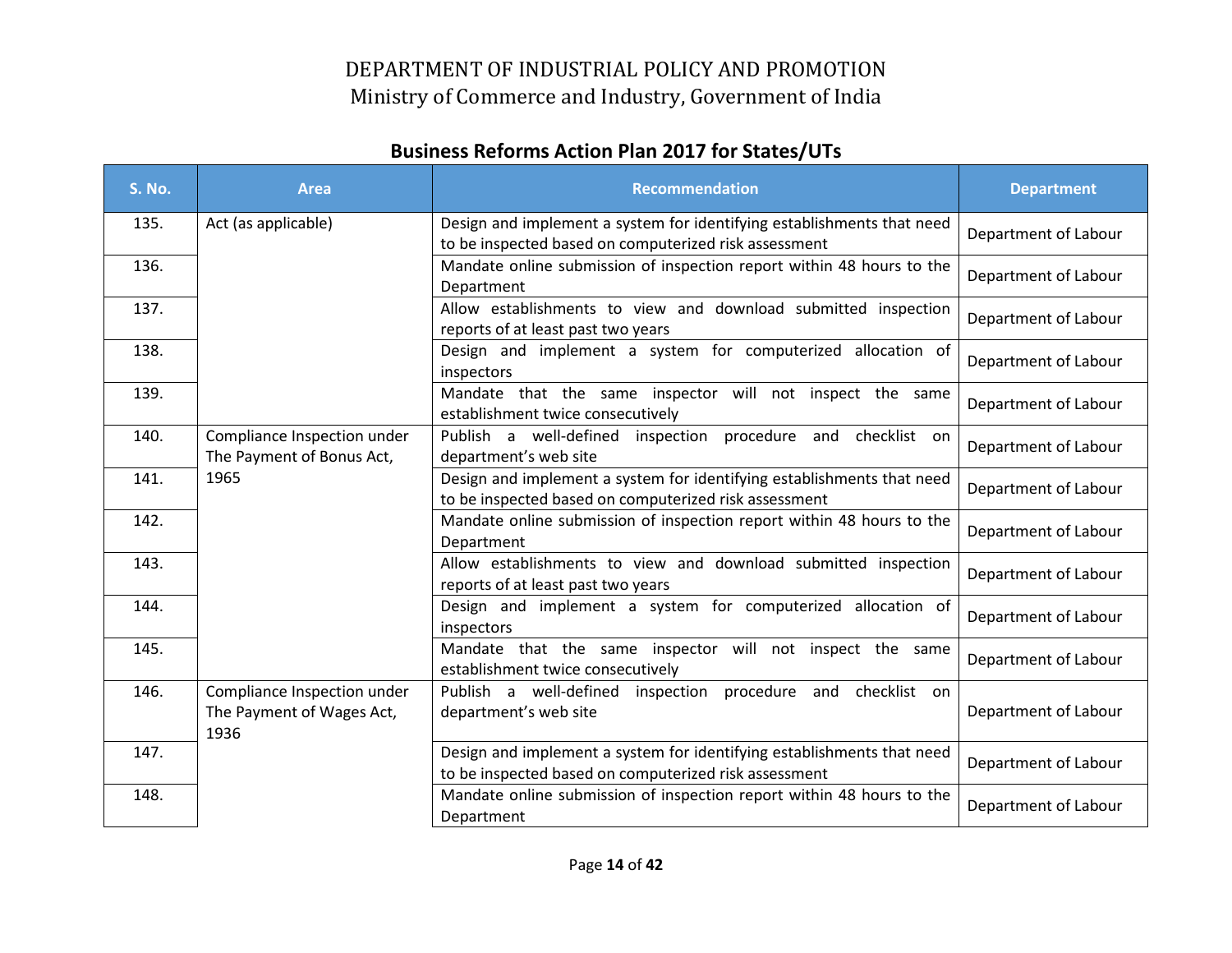# DEPARTMENT OF INDUSTRIAL POLICY AND PROMOTION

Ministry of Commerce and Industry, Government of India

## Business Reforms Action Plan 2017 for States/UTs

| S. No. | Area | Recommendation | Department |
|---|---|---|---|
| 135. | Act (as applicable) | Design and implement a system for identifying establishments that need to be inspected based on computerized risk assessment | Department of Labour |
| 136. | | Mandate online submission of inspection report within 48 hours to the Department | Department of Labour |
| 137. | | Allow establishments to view and download submitted inspection reports of at least past two years | Department of Labour |
| 138. | | Design and implement a system for computerized allocation of inspectors | Department of Labour |
| 139. | | Mandate that the same inspector will not inspect the same establishment twice consecutively | Department of Labour |
| 140. | Compliance Inspection under The Payment of Bonus Act, 1965 | Publish a well-defined inspection procedure and checklist on department's web site | Department of Labour |
| 141. | | Design and implement a system for identifying establishments that need to be inspected based on computerized risk assessment | Department of Labour |
| 142. | | Mandate online submission of inspection report within 48 hours to the Department | Department of Labour |
| 143. | | Allow establishments to view and download submitted inspection reports of at least past two years | Department of Labour |
| 144. | | Design and implement a system for computerized allocation of inspectors | Department of Labour |
| 145. | | Mandate that the same inspector will not inspect the same establishment twice consecutively | Department of Labour |
| 146. | Compliance Inspection under The Payment of Wages Act, 1936 | Publish a well-defined inspection procedure and checklist on department's web site | Department of Labour |
| 147. | | Design and implement a system for identifying establishments that need to be inspected based on computerized risk assessment | Department of Labour |
| 148. | | Mandate online submission of inspection report within 48 hours to the Department | Department of Labour |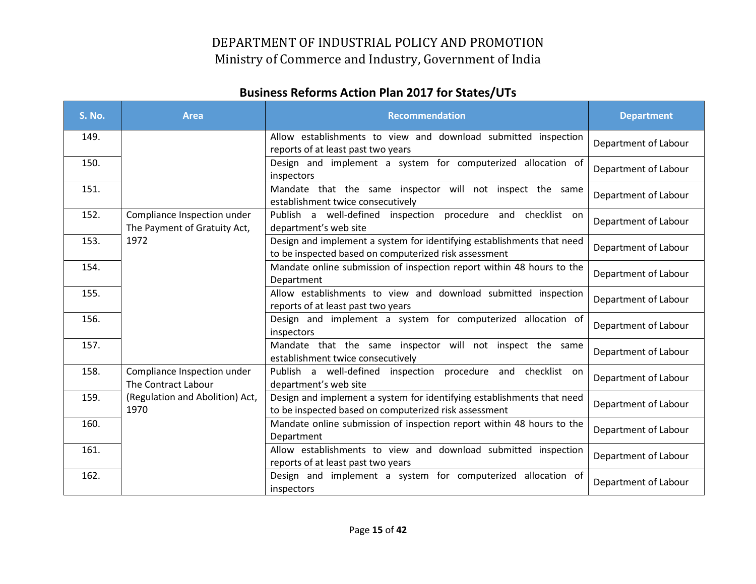DEPARTMENT OF INDUSTRIAL POLICY AND PROMOTION
Ministry of Commerce and Industry, Government of India

## Business Reforms Action Plan 2017 for States/UTs

| S. No. | Area | Recommendation | Department |
|---|---|---|---|
| 149. | | Allow establishments to view and download submitted inspection reports of at least past two years | Department of Labour |
| 150. | | Design and implement a system for computerized allocation of inspectors | Department of Labour |
| 151. | | Mandate that the same inspector will not inspect the same establishment twice consecutively | Department of Labour |
| 152. | Compliance Inspection under The Payment of Gratuity Act, 1972 | Publish a well-defined inspection procedure and checklist on department's web site | Department of Labour |
| 153. | | Design and implement a system for identifying establishments that need to be inspected based on computerized risk assessment | Department of Labour |
| 154. | | Mandate online submission of inspection report within 48 hours to the Department | Department of Labour |
| 155. | | Allow establishments to view and download submitted inspection reports of at least past two years | Department of Labour |
| 156. | | Design and implement a system for computerized allocation of inspectors | Department of Labour |
| 157. | | Mandate that the same inspector will not inspect the same establishment twice consecutively | Department of Labour |
| 158. | Compliance Inspection under The Contract Labour (Regulation and Abolition) Act, 1970 | Publish a well-defined inspection procedure and checklist on department's web site | Department of Labour |
| 159. | | Design and implement a system for identifying establishments that need to be inspected based on computerized risk assessment | Department of Labour |
| 160. | | Mandate online submission of inspection report within 48 hours to the Department | Department of Labour |
| 161. | | Allow establishments to view and download submitted inspection reports of at least past two years | Department of Labour |
| 162. | | Design and implement a system for computerized allocation of inspectors | Department of Labour |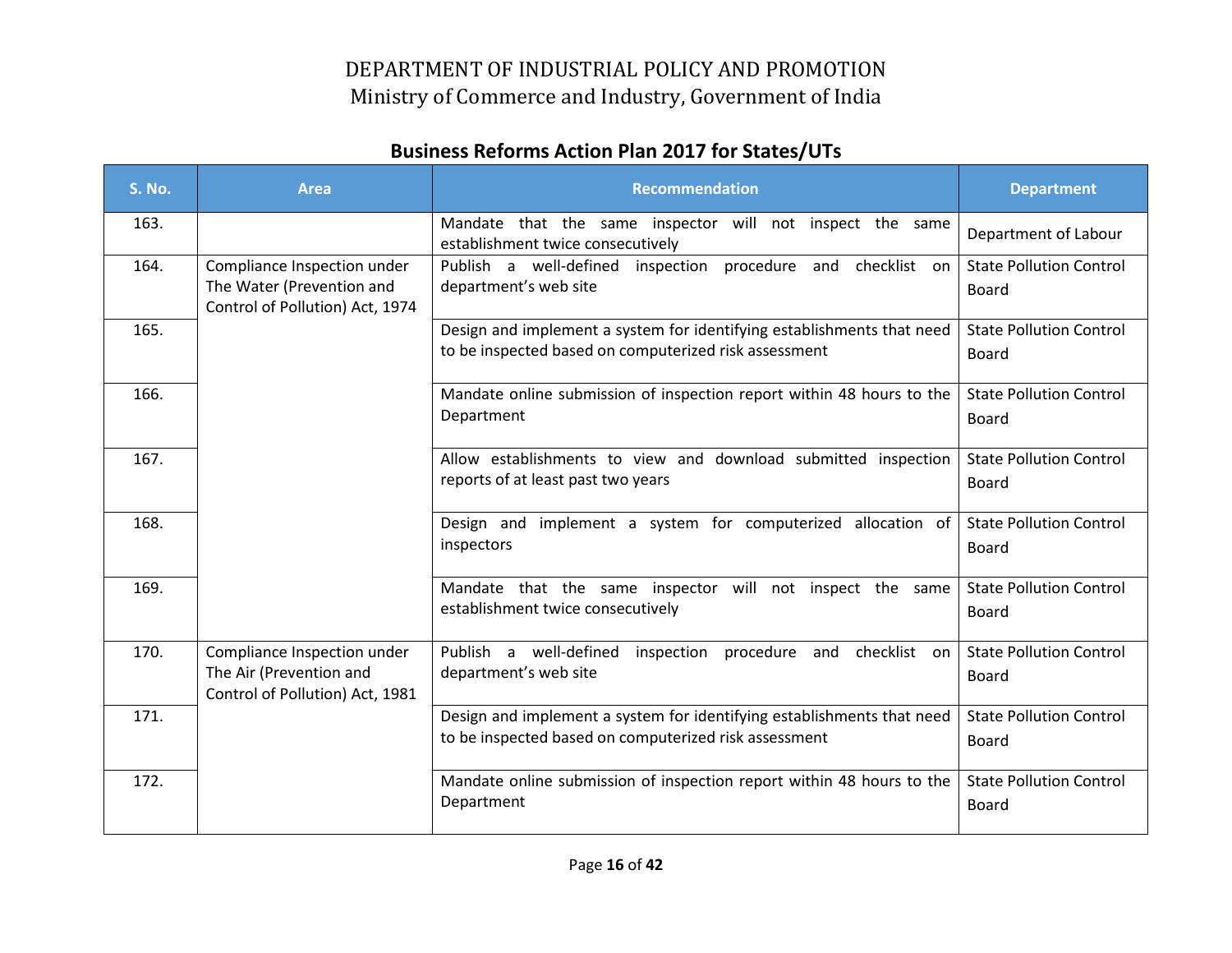## Business Reforms Action Plan 2017 for States/UTs

| S. No. | Area | Recommendation | Department |
|---|---|---|---|
| 163. | | Mandate that the same inspector will not inspect the same establishment twice consecutively | Department of Labour |
| 164. | Compliance Inspection under The Water (Prevention and Control of Pollution) Act, 1974 | Publish a well-defined inspection procedure and checklist on department's web site | State Pollution Control Board |
| 165. | | Design and implement a system for identifying establishments that need to be inspected based on computerized risk assessment | State Pollution Control Board |
| 166. | | Mandate online submission of inspection report within 48 hours to the Department | State Pollution Control Board |
| 167. | | Allow establishments to view and download submitted inspection reports of at least past two years | State Pollution Control Board |
| 168. | | Design and implement a system for computerized allocation of inspectors | State Pollution Control Board |
| 169. | | Mandate that the same inspector will not inspect the same establishment twice consecutively | State Pollution Control Board |
| 170. | Compliance Inspection under The Air (Prevention and Control of Pollution) Act, 1981 | Publish a well-defined inspection procedure and checklist on department's web site | State Pollution Control Board |
| 171. | | Design and implement a system for identifying establishments that need to be inspected based on computerized risk assessment | State Pollution Control Board |
| 172. | | Mandate online submission of inspection report within 48 hours to the Department | State Pollution Control Board |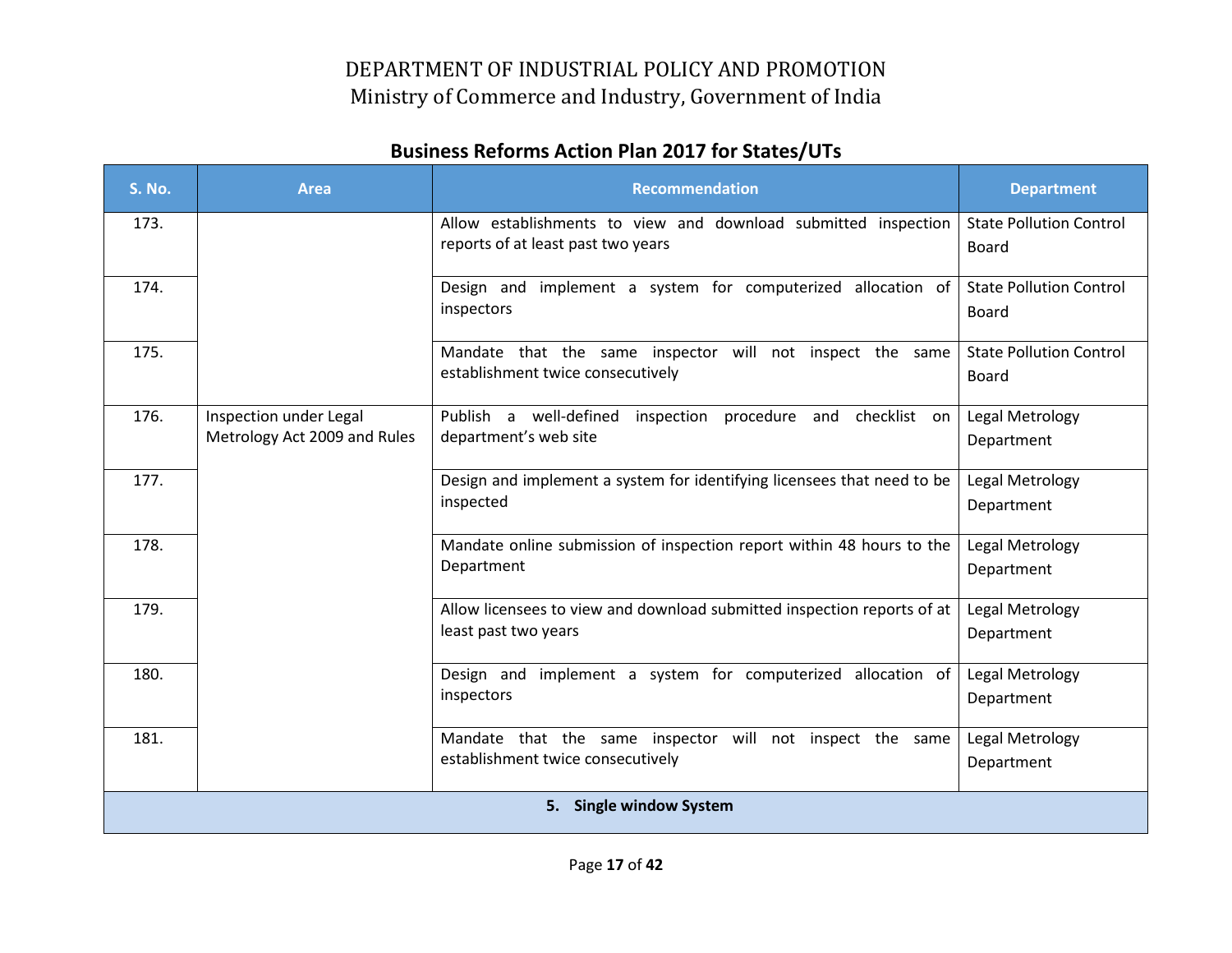## Business Reforms Action Plan 2017 for States/UTs

| S. No. | Area | Recommendation | Department |
|---|---|---|---|
| 173. | | Allow establishments to view and download submitted inspection reports of at least past two years | State Pollution Control Board |
| 174. | | Design and implement a system for computerized allocation of inspectors | State Pollution Control Board |
| 175. | | Mandate that the same inspector will not inspect the same establishment twice consecutively | State Pollution Control Board |
| 176. | Inspection under Legal Metrology Act 2009 and Rules | Publish a well-defined inspection procedure and checklist on department's web site | Legal Metrology Department |
| 177. | | Design and implement a system for identifying licensees that need to be inspected | Legal Metrology Department |
| 178. | | Mandate online submission of inspection report within 48 hours to the Department | Legal Metrology Department |
| 179. | | Allow licensees to view and download submitted inspection reports of at least past two years | Legal Metrology Department |
| 180. | | Design and implement a system for computerized allocation of inspectors | Legal Metrology Department |
| 181. | | Mandate that the same inspector will not inspect the same establishment twice consecutively | Legal Metrology Department |
| **5. Single window System** | | | |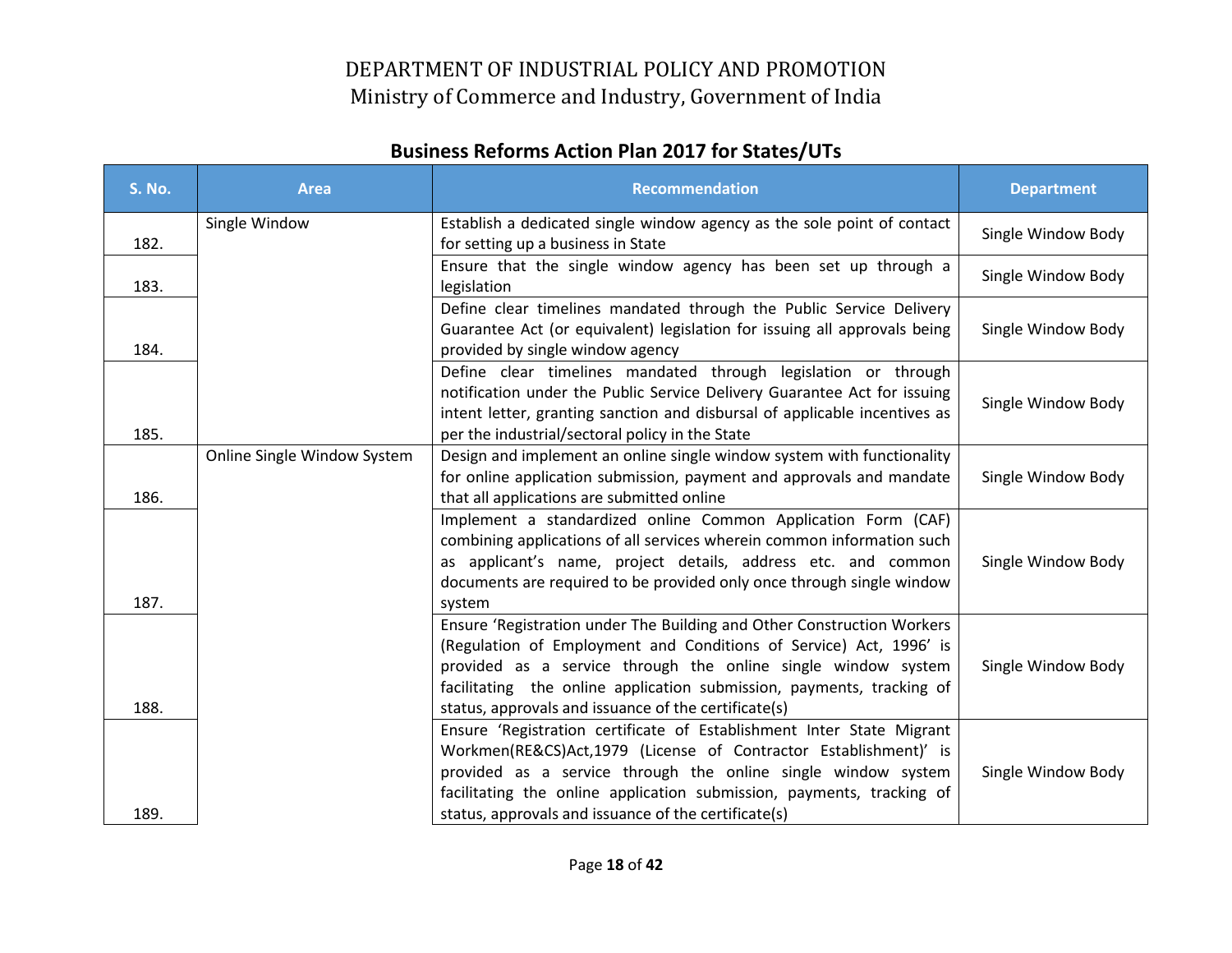# DEPARTMENT OF INDUSTRIAL POLICY AND PROMOTION
## Ministry of Commerce and Industry, Government of India

### Business Reforms Action Plan 2017 for States/UTs

| S. No. | Area | Recommendation | Department |
|---|---|---|---|
| 182. | Single Window | Establish a dedicated single window agency as the sole point of contact for setting up a business in State | Single Window Body |
| 183. | | Ensure that the single window agency has been set up through a legislation | Single Window Body |
| 184. | | Define clear timelines mandated through the Public Service Delivery Guarantee Act (or equivalent) legislation for issuing all approvals being provided by single window agency | Single Window Body |
| 185. | | Define clear timelines mandated through legislation or through notification under the Public Service Delivery Guarantee Act for issuing intent letter, granting sanction and disbursal of applicable incentives as per the industrial/sectoral policy in the State | Single Window Body |
| 186. | Online Single Window System | Design and implement an online single window system with functionality for online application submission, payment and approvals and mandate that all applications are submitted online | Single Window Body |
| 187. | | Implement a standardized online Common Application Form (CAF) combining applications of all services wherein common information such as applicant's name, project details, address etc. and common documents are required to be provided only once through single window system | Single Window Body |
| 188. | | Ensure 'Registration under The Building and Other Construction Workers (Regulation of Employment and Conditions of Service) Act, 1996' is provided as a service through the online single window system facilitating the online application submission, payments, tracking of status, approvals and issuance of the certificate(s) | Single Window Body |
| 189. | | Ensure 'Registration certificate of Establishment Inter State Migrant Workmen(RE&CS)Act,1979 (License of Contractor Establishment)' is provided as a service through the online single window system facilitating the online application submission, payments, tracking of status, approvals and issuance of the certificate(s) | Single Window Body |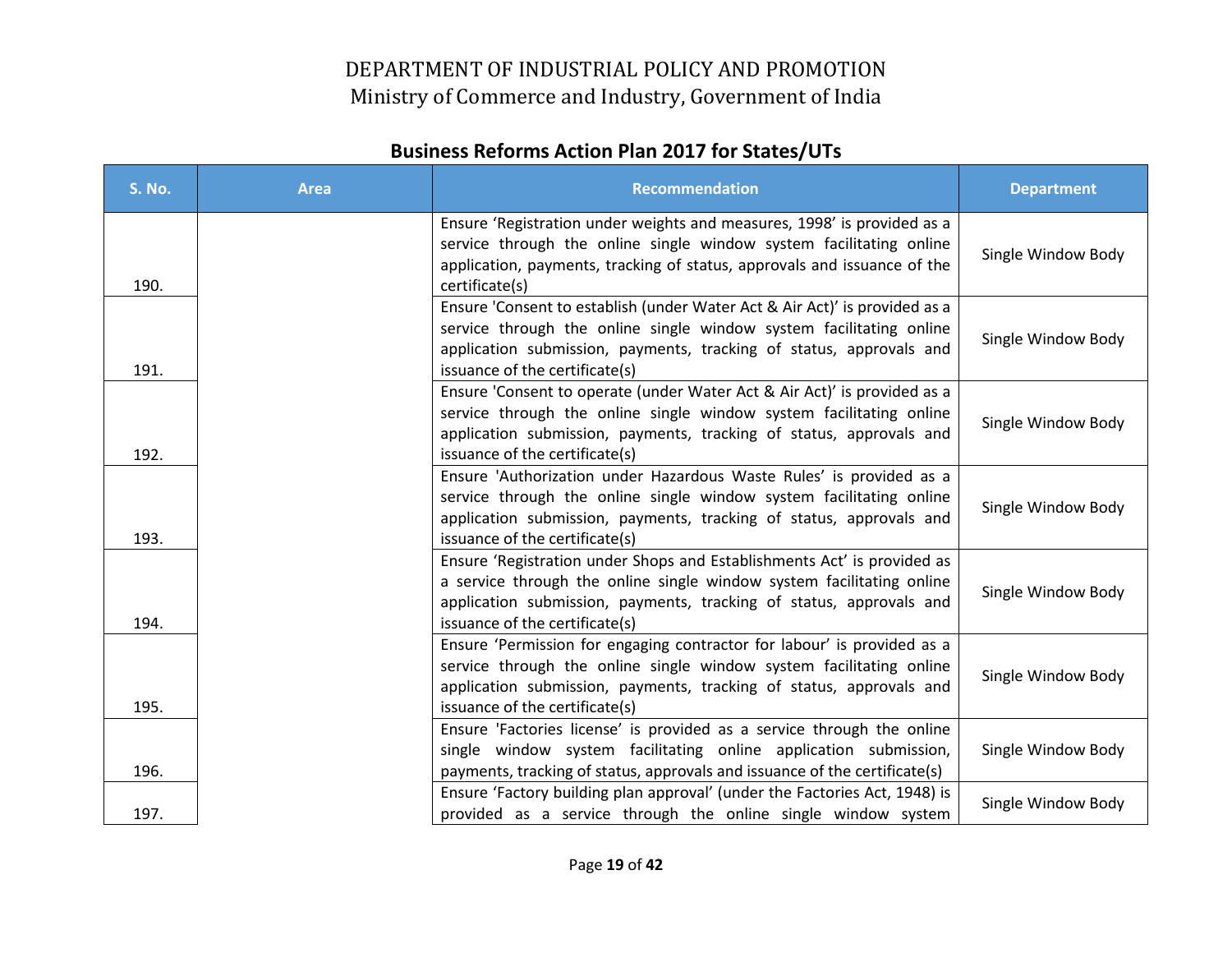## Business Reforms Action Plan 2017 for States/UTs

| S. No. | Area | Recommendation | Department |
|---|---|---|---|
| 190. | | Ensure 'Registration under weights and measures, 1998' is provided as a service through the online single window system facilitating online application, payments, tracking of status, approvals and issuance of the certificate(s) | Single Window Body |
| 191. | | Ensure 'Consent to establish (under Water Act & Air Act)' is provided as a service through the online single window system facilitating online application submission, payments, tracking of status, approvals and issuance of the certificate(s) | Single Window Body |
| 192. | | Ensure 'Consent to operate (under Water Act & Air Act)' is provided as a service through the online single window system facilitating online application submission, payments, tracking of status, approvals and issuance of the certificate(s) | Single Window Body |
| 193. | | Ensure 'Authorization under Hazardous Waste Rules' is provided as a service through the online single window system facilitating online application submission, payments, tracking of status, approvals and issuance of the certificate(s) | Single Window Body |
| 194. | | Ensure 'Registration under Shops and Establishments Act' is provided as a service through the online single window system facilitating online application submission, payments, tracking of status, approvals and issuance of the certificate(s) | Single Window Body |
| 195. | | Ensure 'Permission for engaging contractor for labour' is provided as a service through the online single window system facilitating online application submission, payments, tracking of status, approvals and issuance of the certificate(s) | Single Window Body |
| 196. | | Ensure 'Factories license' is provided as a service through the online single window system facilitating online application submission, payments, tracking of status, approvals and issuance of the certificate(s) | Single Window Body |
| 197. | | Ensure 'Factory building plan approval' (under the Factories Act, 1948) is provided as a service through the online single window system | Single Window Body |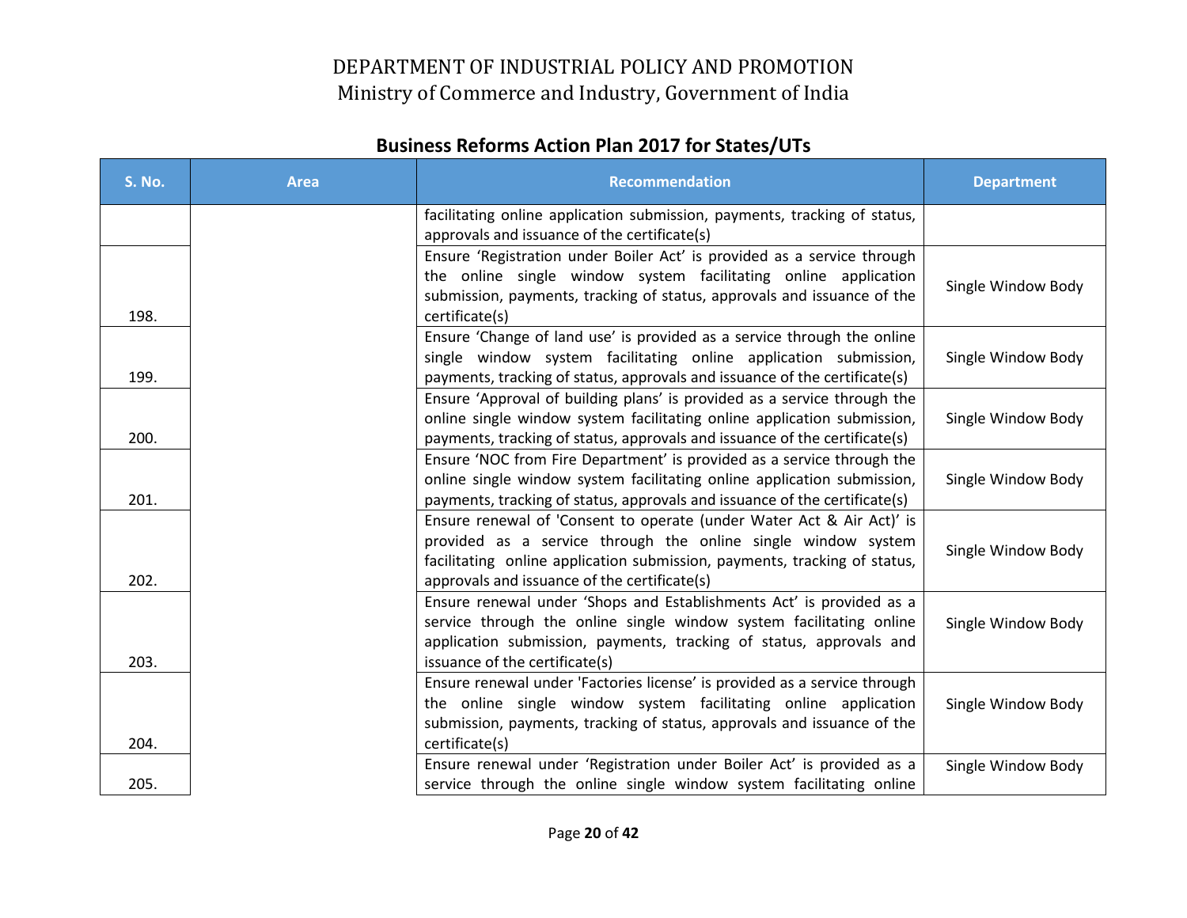## Business Reforms Action Plan 2017 for States/UTs

| S. No. | Area | Recommendation | Department |
|---|---|---|---|
| | | facilitating online application submission, payments, tracking of status, approvals and issuance of the certificate(s) | |
| 198. | | Ensure 'Registration under Boiler Act' is provided as a service through the online single window system facilitating online application submission, payments, tracking of status, approvals and issuance of the certificate(s) | Single Window Body |
| 199. | | Ensure 'Change of land use' is provided as a service through the online single window system facilitating online application submission, payments, tracking of status, approvals and issuance of the certificate(s) | Single Window Body |
| 200. | | Ensure 'Approval of building plans' is provided as a service through the online single window system facilitating online application submission, payments, tracking of status, approvals and issuance of the certificate(s) | Single Window Body |
| 201. | | Ensure 'NOC from Fire Department' is provided as a service through the online single window system facilitating online application submission, payments, tracking of status, approvals and issuance of the certificate(s) | Single Window Body |
| 202. | | Ensure renewal of 'Consent to operate (under Water Act & Air Act)' is provided as a service through the online single window system facilitating online application submission, payments, tracking of status, approvals and issuance of the certificate(s) | Single Window Body |
| 203. | | Ensure renewal under 'Shops and Establishments Act' is provided as a service through the online single window system facilitating online application submission, payments, tracking of status, approvals and issuance of the certificate(s) | Single Window Body |
| 204. | | Ensure renewal under 'Factories license' is provided as a service through the online single window system facilitating online application submission, payments, tracking of status, approvals and issuance of the certificate(s) | Single Window Body |
| 205. | | Ensure renewal under 'Registration under Boiler Act' is provided as a service through the online single window system facilitating online | Single Window Body |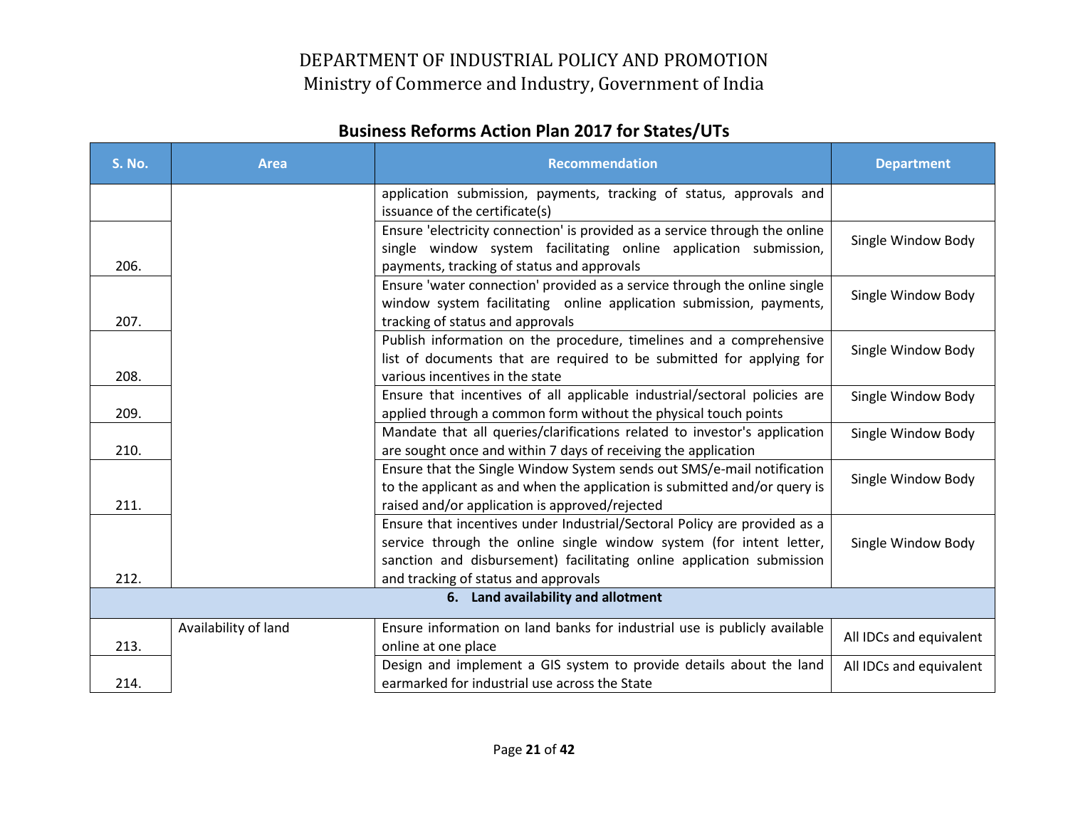# DEPARTMENT OF INDUSTRIAL POLICY AND PROMOTION
Ministry of Commerce and Industry, Government of India

## Business Reforms Action Plan 2017 for States/UTs

| S. No. | Area | Recommendation | Department |
|---|---|---|---|
| | | application submission, payments, tracking of status, approvals and issuance of the certificate(s) | |
| 206. | | Ensure 'electricity connection' is provided as a service through the online single window system facilitating online application submission, payments, tracking of status and approvals | Single Window Body |
| 207. | | Ensure 'water connection' provided as a service through the online single window system facilitating online application submission, payments, tracking of status and approvals | Single Window Body |
| 208. | | Publish information on the procedure, timelines and a comprehensive list of documents that are required to be submitted for applying for various incentives in the state | Single Window Body |
| 209. | | Ensure that incentives of all applicable industrial/sectoral policies are applied through a common form without the physical touch points | Single Window Body |
| 210. | | Mandate that all queries/clarifications related to investor's application are sought once and within 7 days of receiving the application | Single Window Body |
| 211. | | Ensure that the Single Window System sends out SMS/e-mail notification to the applicant as and when the application is submitted and/or query is raised and/or application is approved/rejected | Single Window Body |
| 212. | | Ensure that incentives under Industrial/Sectoral Policy are provided as a service through the online single window system (for intent letter, sanction and disbursement) facilitating online application submission and tracking of status and approvals | Single Window Body |
| **6. Land availability and allotment** | | | |
| 213. | Availability of land | Ensure information on land banks for industrial use is publicly available online at one place | All IDCs and equivalent |
| 214. | | Design and implement a GIS system to provide details about the land earmarked for industrial use across the State | All IDCs and equivalent |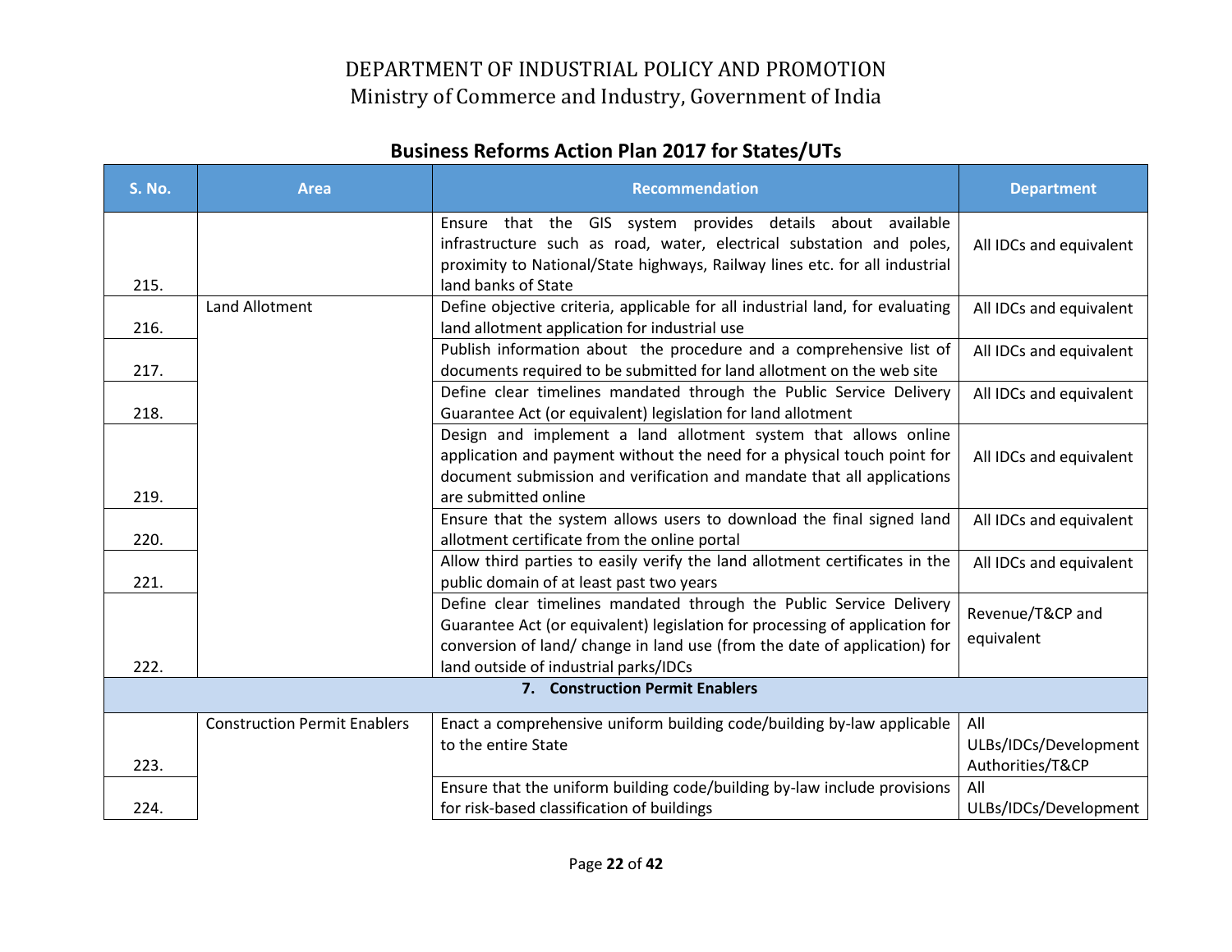# DEPARTMENT OF INDUSTRIAL POLICY AND PROMOTION
Ministry of Commerce and Industry, Government of India

## Business Reforms Action Plan 2017 for States/UTs

| S. No. | Area | Recommendation | Department |
|---|---|---|---|
| 215. | | Ensure that the GIS system provides details about available infrastructure such as road, water, electrical substation and poles, proximity to National/State highways, Railway lines etc. for all industrial land banks of State | All IDCs and equivalent |
| 216. | Land Allotment | Define objective criteria, applicable for all industrial land, for evaluating land allotment application for industrial use | All IDCs and equivalent |
| 217. | | Publish information about the procedure and a comprehensive list of documents required to be submitted for land allotment on the web site | All IDCs and equivalent |
| 218. | | Define clear timelines mandated through the Public Service Delivery Guarantee Act (or equivalent) legislation for land allotment | All IDCs and equivalent |
| 219. | | Design and implement a land allotment system that allows online application and payment without the need for a physical touch point for document submission and verification and mandate that all applications are submitted online | All IDCs and equivalent |
| 220. | | Ensure that the system allows users to download the final signed land allotment certificate from the online portal | All IDCs and equivalent |
| 221. | | Allow third parties to easily verify the land allotment certificates in the public domain of at least past two years | All IDCs and equivalent |
| 222. | | Define clear timelines mandated through the Public Service Delivery Guarantee Act (or equivalent) legislation for processing of application for conversion of land/ change in land use (from the date of application) for land outside of industrial parks/IDCs | Revenue/T&CP and equivalent |
| | | **7. Construction Permit Enablers** | |
| 223. | Construction Permit Enablers | Enact a comprehensive uniform building code/building by-law applicable to the entire State | All ULBs/IDCs/Development Authorities/T&CP |
| 224. | | Ensure that the uniform building code/building by-law include provisions for risk-based classification of buildings | All ULBs/IDCs/Development |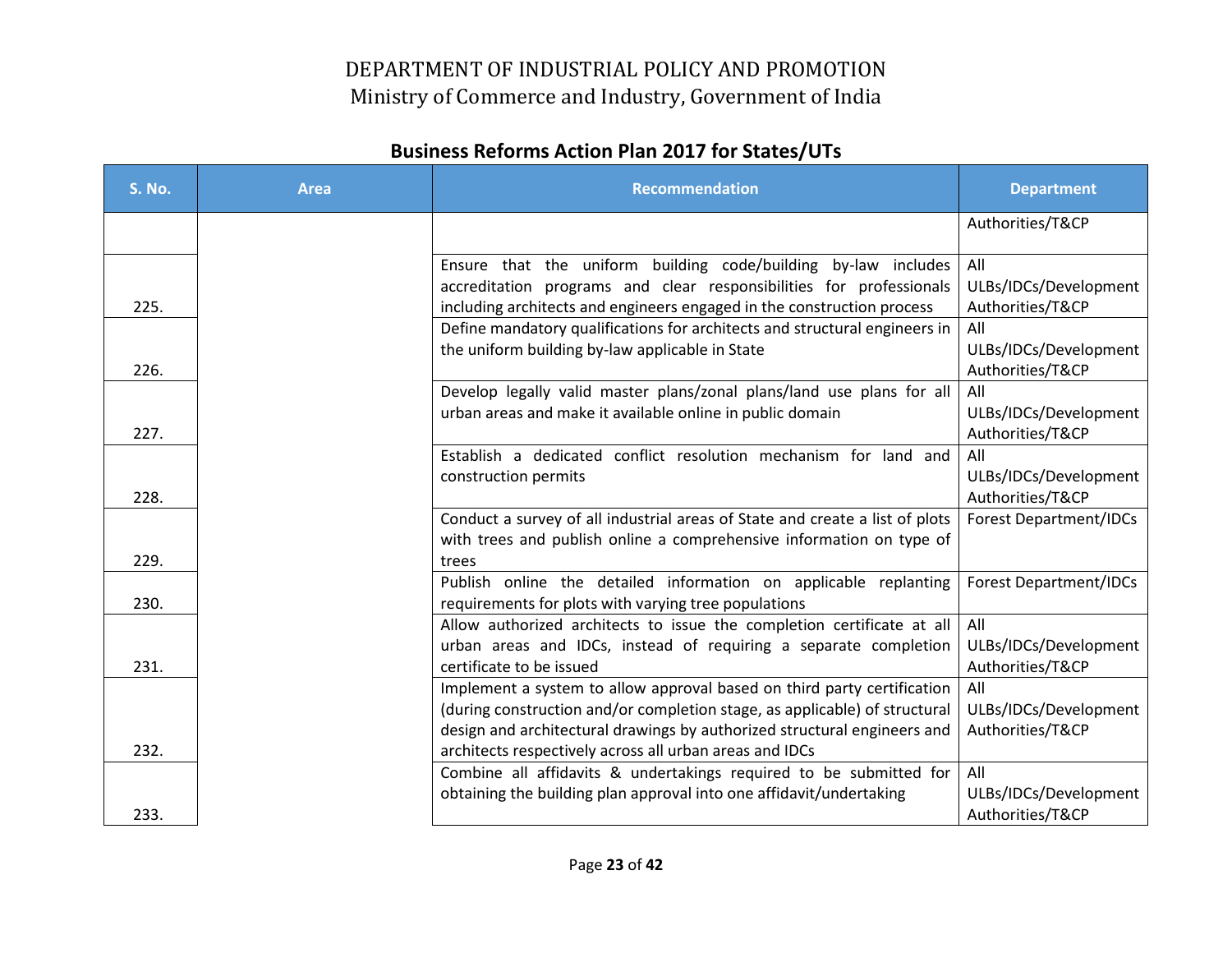# DEPARTMENT OF INDUSTRIAL POLICY AND PROMOTION
Ministry of Commerce and Industry, Government of India

## Business Reforms Action Plan 2017 for States/UTs

| S. No. | Area | Recommendation | Department |
|---|---|---|---|
| | | | Authorities/T&CP |
| 225. | | Ensure that the uniform building code/building by-law includes accreditation programs and clear responsibilities for professionals including architects and engineers engaged in the construction process | All ULBs/IDCs/Development Authorities/T&CP |
| 226. | | Define mandatory qualifications for architects and structural engineers in the uniform building by-law applicable in State | All ULBs/IDCs/Development Authorities/T&CP |
| 227. | | Develop legally valid master plans/zonal plans/land use plans for all urban areas and make it available online in public domain | All ULBs/IDCs/Development Authorities/T&CP |
| 228. | | Establish a dedicated conflict resolution mechanism for land and construction permits | All ULBs/IDCs/Development Authorities/T&CP |
| 229. | | Conduct a survey of all industrial areas of State and create a list of plots with trees and publish online a comprehensive information on type of trees | Forest Department/IDCs |
| 230. | | Publish online the detailed information on applicable replanting requirements for plots with varying tree populations | Forest Department/IDCs |
| 231. | | Allow authorized architects to issue the completion certificate at all urban areas and IDCs, instead of requiring a separate completion certificate to be issued | All ULBs/IDCs/Development Authorities/T&CP |
| 232. | | Implement a system to allow approval based on third party certification (during construction and/or completion stage, as applicable) of structural design and architectural drawings by authorized structural engineers and architects respectively across all urban areas and IDCs | All ULBs/IDCs/Development Authorities/T&CP |
| 233. | | Combine all affidavits & undertakings required to be submitted for obtaining the building plan approval into one affidavit/undertaking | All ULBs/IDCs/Development Authorities/T&CP |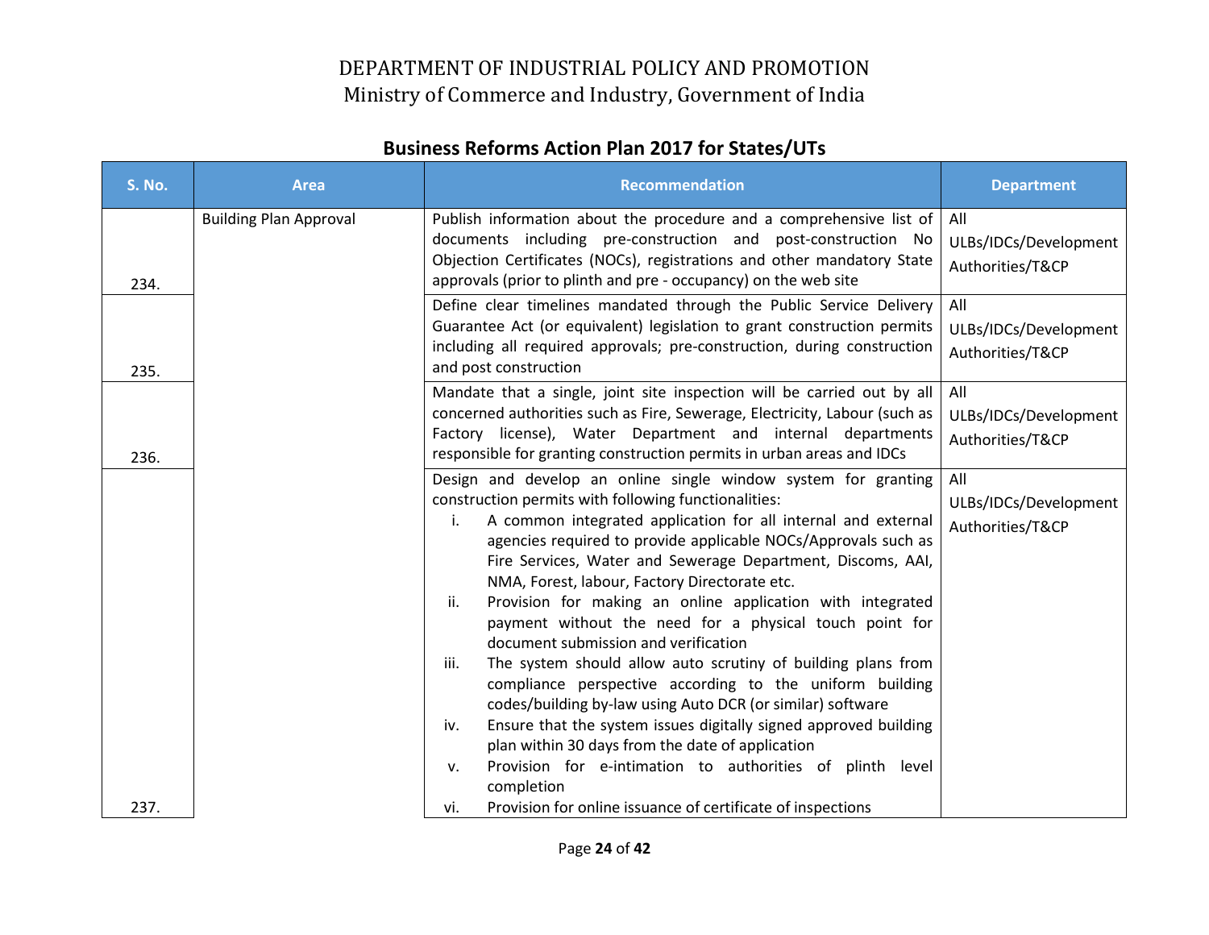DEPARTMENT OF INDUSTRIAL POLICY AND PROMOTION
Ministry of Commerce and Industry, Government of India

## Business Reforms Action Plan 2017 for States/UTs

| S. No. | Area | Recommendation | Department |
|---|---|---|---|
| 234. | Building Plan Approval | Publish information about the procedure and a comprehensive list of documents including pre-construction and post-construction No Objection Certificates (NOCs), registrations and other mandatory State approvals (prior to plinth and pre - occupancy) on the web site | All ULBs/IDCs/Development Authorities/T&CP |
| 235. | | Define clear timelines mandated through the Public Service Delivery Guarantee Act (or equivalent) legislation to grant construction permits including all required approvals; pre-construction, during construction and post construction | All ULBs/IDCs/Development Authorities/T&CP |
| 236. | | Mandate that a single, joint site inspection will be carried out by all concerned authorities such as Fire, Sewerage, Electricity, Labour (such as Factory license), Water Department and internal departments responsible for granting construction permits in urban areas and IDCs | All ULBs/IDCs/Development Authorities/T&CP |
| 237. | | Design and develop an online single window system for granting construction permits with following functionalities:<br>i. A common integrated application for all internal and external agencies required to provide applicable NOCs/Approvals such as Fire Services, Water and Sewerage Department, Discoms, AAI, NMA, Forest, labour, Factory Directorate etc.<br>ii. Provision for making an online application with integrated payment without the need for a physical touch point for document submission and verification<br>iii. The system should allow auto scrutiny of building plans from compliance perspective according to the uniform building codes/building by-law using Auto DCR (or similar) software<br>iv. Ensure that the system issues digitally signed approved building plan within 30 days from the date of application<br>v. Provision for e-intimation to authorities of plinth level completion<br>vi. Provision for online issuance of certificate of inspections | All ULBs/IDCs/Development Authorities/T&CP |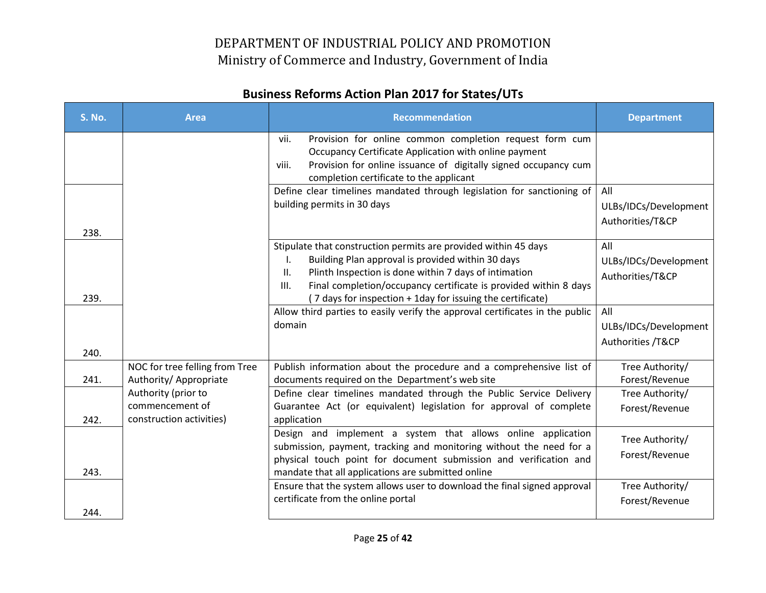## Business Reforms Action Plan 2017 for States/UTs

| S. No. | Area | Recommendation | Department |
|---|---|---|---|
| | | vii. Provision for online common completion request form cum Occupancy Certificate Application with online payment<br>viii. Provision for online issuance of digitally signed occupancy cum completion certificate to the applicant | |
| 238. | | Define clear timelines mandated through legislation for sanctioning of building permits in 30 days | All ULBs/IDCs/Development Authorities/T&CP |
| 239. | | Stipulate that construction permits are provided within 45 days<br>I. Building Plan approval is provided within 30 days<br>II. Plinth Inspection is done within 7 days of intimation<br>III. Final completion/occupancy certificate is provided within 8 days ( 7 days for inspection + 1day for issuing the certificate) | All ULBs/IDCs/Development Authorities/T&CP |
| 240. | | Allow third parties to easily verify the approval certificates in the public domain | All ULBs/IDCs/Development Authorities /T&CP |
| 241. | NOC for tree felling from Tree Authority/ Appropriate Authority (prior to commencement of construction activities) | Publish information about the procedure and a comprehensive list of documents required on the Department's web site | Tree Authority/ Forest/Revenue |
| 242. | | Define clear timelines mandated through the Public Service Delivery Guarantee Act (or equivalent) legislation for approval of complete application | Tree Authority/ Forest/Revenue |
| 243. | | Design and implement a system that allows online application submission, payment, tracking and monitoring without the need for a physical touch point for document submission and verification and mandate that all applications are submitted online | Tree Authority/ Forest/Revenue |
| 244. | | Ensure that the system allows user to download the final signed approval certificate from the online portal | Tree Authority/ Forest/Revenue |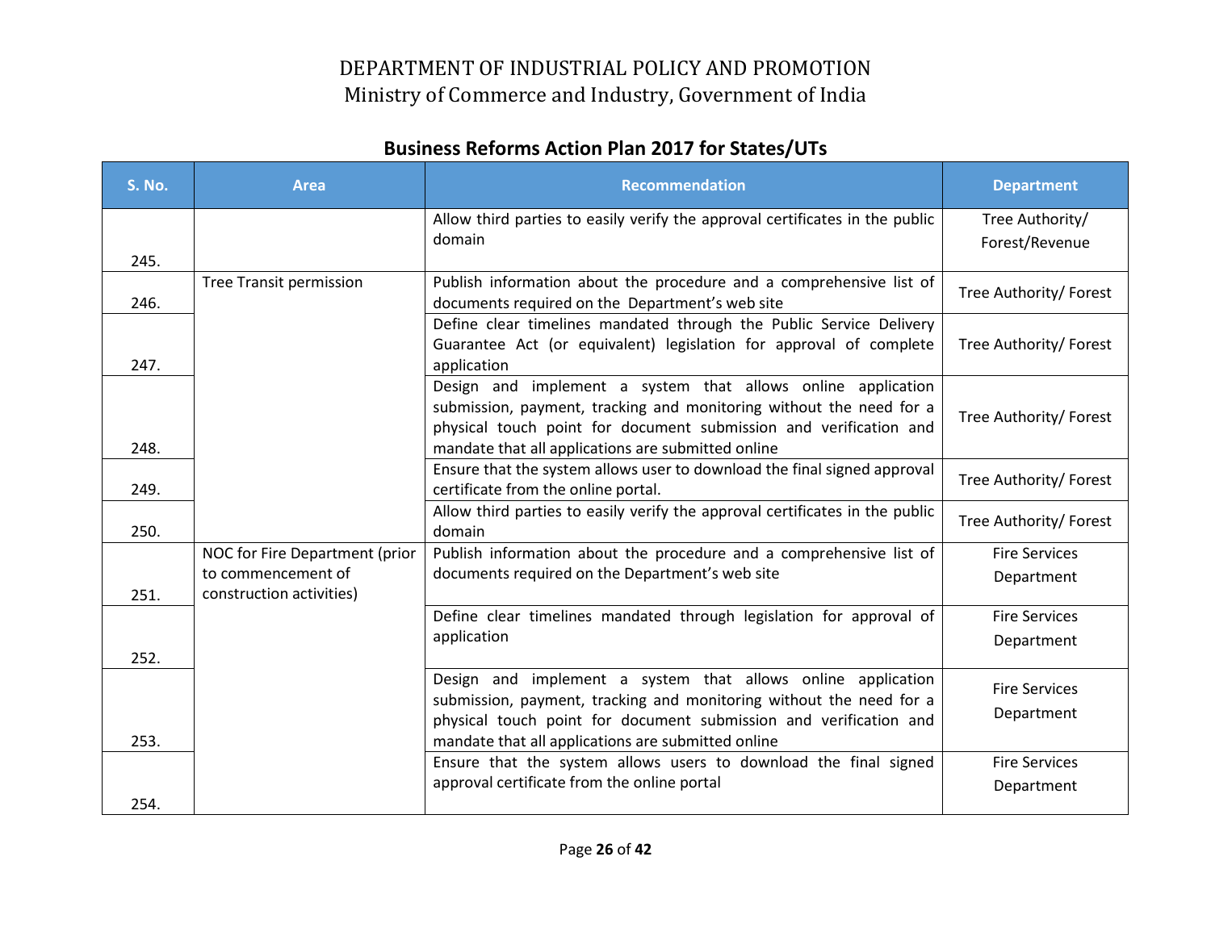# DEPARTMENT OF INDUSTRIAL POLICY AND PROMOTION
Ministry of Commerce and Industry, Government of India

## Business Reforms Action Plan 2017 for States/UTs

| S. No. | Area | Recommendation | Department |
|---|---|---|---|
| 245. | | Allow third parties to easily verify the approval certificates in the public domain | Tree Authority/ Forest/Revenue |
| 246. | Tree Transit permission | Publish information about the procedure and a comprehensive list of documents required on the Department's web site | Tree Authority/ Forest |
| 247. | | Define clear timelines mandated through the Public Service Delivery Guarantee Act (or equivalent) legislation for approval of complete application | Tree Authority/ Forest |
| 248. | | Design and implement a system that allows online application submission, payment, tracking and monitoring without the need for a physical touch point for document submission and verification and mandate that all applications are submitted online | Tree Authority/ Forest |
| 249. | | Ensure that the system allows user to download the final signed approval certificate from the online portal. | Tree Authority/ Forest |
| 250. | | Allow third parties to easily verify the approval certificates in the public domain | Tree Authority/ Forest |
| 251. | NOC for Fire Department (prior to commencement of construction activities) | Publish information about the procedure and a comprehensive list of documents required on the Department's web site | Fire Services Department |
| 252. | | Define clear timelines mandated through legislation for approval of application | Fire Services Department |
| 253. | | Design and implement a system that allows online application submission, payment, tracking and monitoring without the need for a physical touch point for document submission and verification and mandate that all applications are submitted online | Fire Services Department |
| 254. | | Ensure that the system allows users to download the final signed approval certificate from the online portal | Fire Services Department |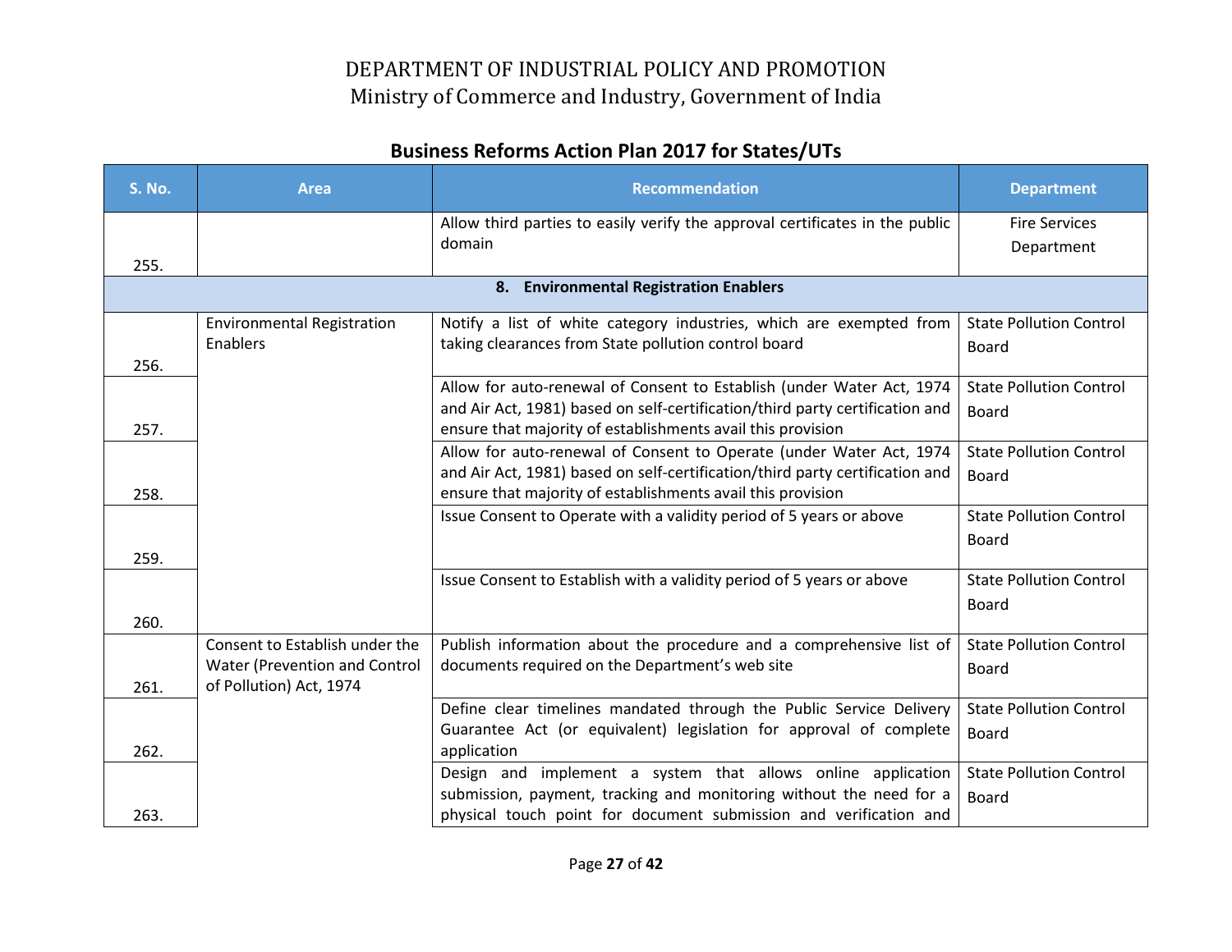# DEPARTMENT OF INDUSTRIAL POLICY AND PROMOTION
Ministry of Commerce and Industry, Government of India

## Business Reforms Action Plan 2017 for States/UTs

| S. No. | Area | Recommendation | Department |
|---|---|---|---|
| 255. | | Allow third parties to easily verify the approval certificates in the public domain | Fire Services Department |
| | | **8. Environmental Registration Enablers** | |
| 256. | Environmental Registration Enablers | Notify a list of white category industries, which are exempted from taking clearances from State pollution control board | State Pollution Control Board |
| 257. | | Allow for auto-renewal of Consent to Establish (under Water Act, 1974 and Air Act, 1981) based on self-certification/third party certification and ensure that majority of establishments avail this provision | State Pollution Control Board |
| 258. | | Allow for auto-renewal of Consent to Operate (under Water Act, 1974 and Air Act, 1981) based on self-certification/third party certification and ensure that majority of establishments avail this provision | State Pollution Control Board |
| 259. | | Issue Consent to Operate with a validity period of 5 years or above | State Pollution Control Board |
| 260. | | Issue Consent to Establish with a validity period of 5 years or above | State Pollution Control Board |
| 261. | Consent to Establish under the Water (Prevention and Control of Pollution) Act, 1974 | Publish information about the procedure and a comprehensive list of documents required on the Department's web site | State Pollution Control Board |
| 262. | | Define clear timelines mandated through the Public Service Delivery Guarantee Act (or equivalent) legislation for approval of complete application | State Pollution Control Board |
| 263. | | Design and implement a system that allows online application submission, payment, tracking and monitoring without the need for a physical touch point for document submission and verification and | State Pollution Control Board |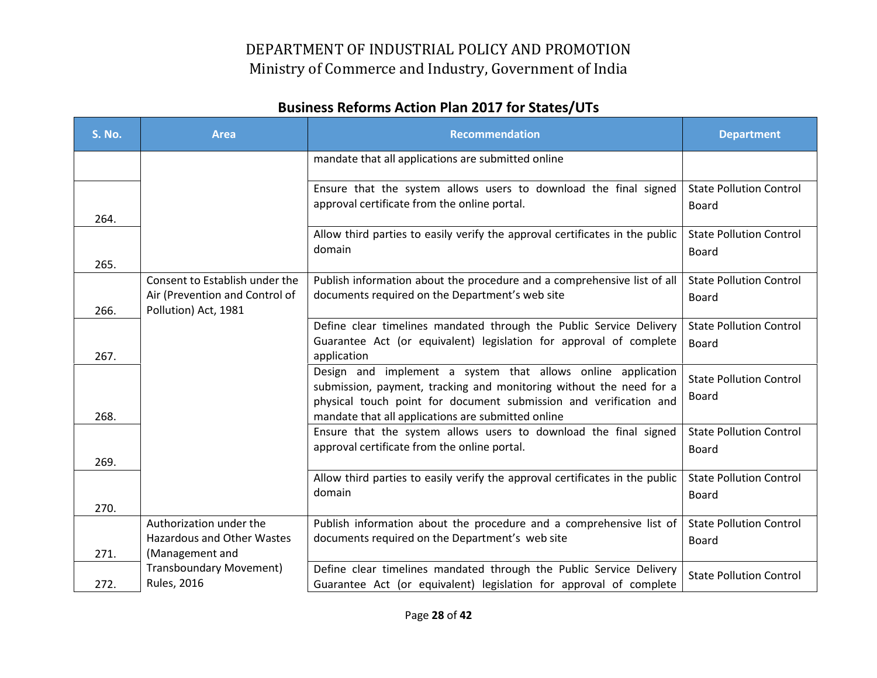# DEPARTMENT OF INDUSTRIAL POLICY AND PROMOTION
Ministry of Commerce and Industry, Government of India

## Business Reforms Action Plan 2017 for States/UTs

| S. No. | Area | Recommendation | Department |
|---|---|---|---|
| | | mandate that all applications are submitted online | |
| 264. | | Ensure that the system allows users to download the final signed approval certificate from the online portal. | State Pollution Control Board |
| 265. | | Allow third parties to easily verify the approval certificates in the public domain | State Pollution Control Board |
| 266. | Consent to Establish under the Air (Prevention and Control of Pollution) Act, 1981 | Publish information about the procedure and a comprehensive list of all documents required on the Department's web site | State Pollution Control Board |
| 267. | | Define clear timelines mandated through the Public Service Delivery Guarantee Act (or equivalent) legislation for approval of complete application | State Pollution Control Board |
| 268. | | Design and implement a system that allows online application submission, payment, tracking and monitoring without the need for a physical touch point for document submission and verification and mandate that all applications are submitted online | State Pollution Control Board |
| 269. | | Ensure that the system allows users to download the final signed approval certificate from the online portal. | State Pollution Control Board |
| 270. | | Allow third parties to easily verify the approval certificates in the public domain | State Pollution Control Board |
| 271. | Authorization under the Hazardous and Other Wastes (Management and Transboundary Movement) Rules, 2016 | Publish information about the procedure and a comprehensive list of documents required on the Department's web site | State Pollution Control Board |
| 272. | | Define clear timelines mandated through the Public Service Delivery Guarantee Act (or equivalent) legislation for approval of complete | State Pollution Control |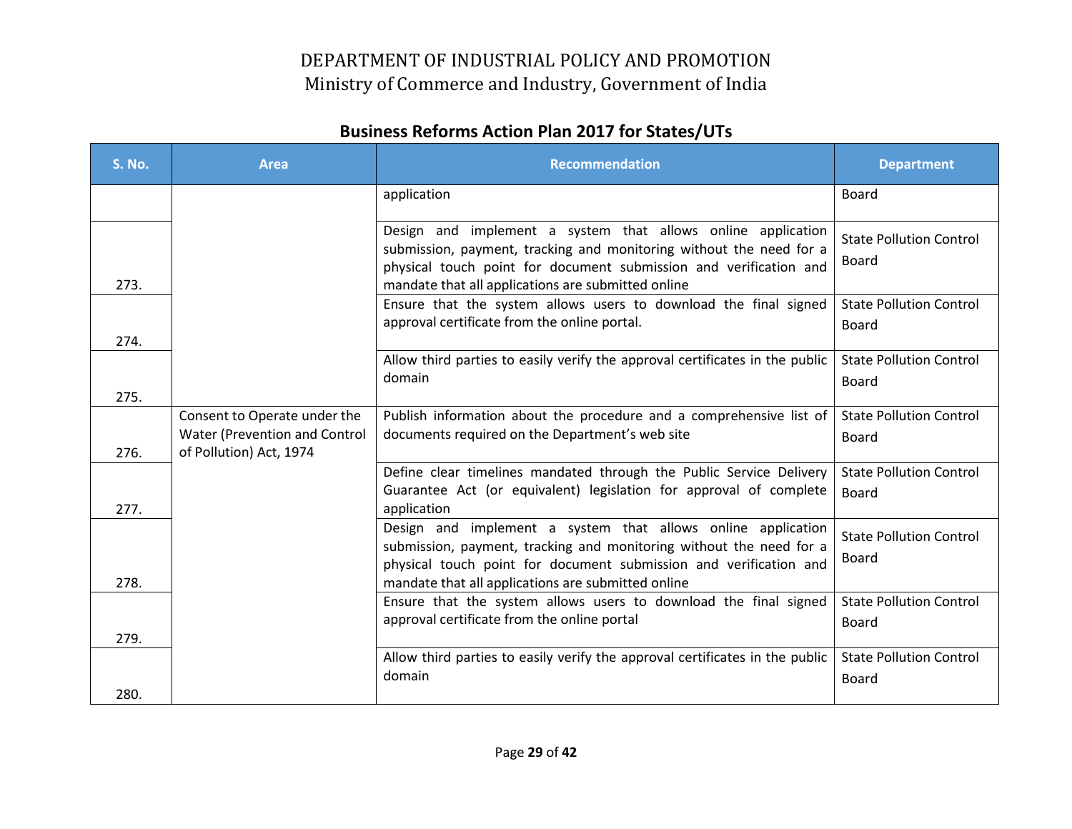## Business Reforms Action Plan 2017 for States/UTs

| S. No. | Area | Recommendation | Department |
|---|---|---|---|
| | | application | Board |
| 273. | | Design and implement a system that allows online application submission, payment, tracking and monitoring without the need for a physical touch point for document submission and verification and mandate that all applications are submitted online | State Pollution Control Board |
| 274. | | Ensure that the system allows users to download the final signed approval certificate from the online portal. | State Pollution Control Board |
| 275. | | Allow third parties to easily verify the approval certificates in the public domain | State Pollution Control Board |
| 276. | Consent to Operate under the Water (Prevention and Control of Pollution) Act, 1974 | Publish information about the procedure and a comprehensive list of documents required on the Department's web site | State Pollution Control Board |
| 277. | | Define clear timelines mandated through the Public Service Delivery Guarantee Act (or equivalent) legislation for approval of complete application | State Pollution Control Board |
| 278. | | Design and implement a system that allows online application submission, payment, tracking and monitoring without the need for a physical touch point for document submission and verification and mandate that all applications are submitted online | State Pollution Control Board |
| 279. | | Ensure that the system allows users to download the final signed approval certificate from the online portal | State Pollution Control Board |
| 280. | | Allow third parties to easily verify the approval certificates in the public domain | State Pollution Control Board |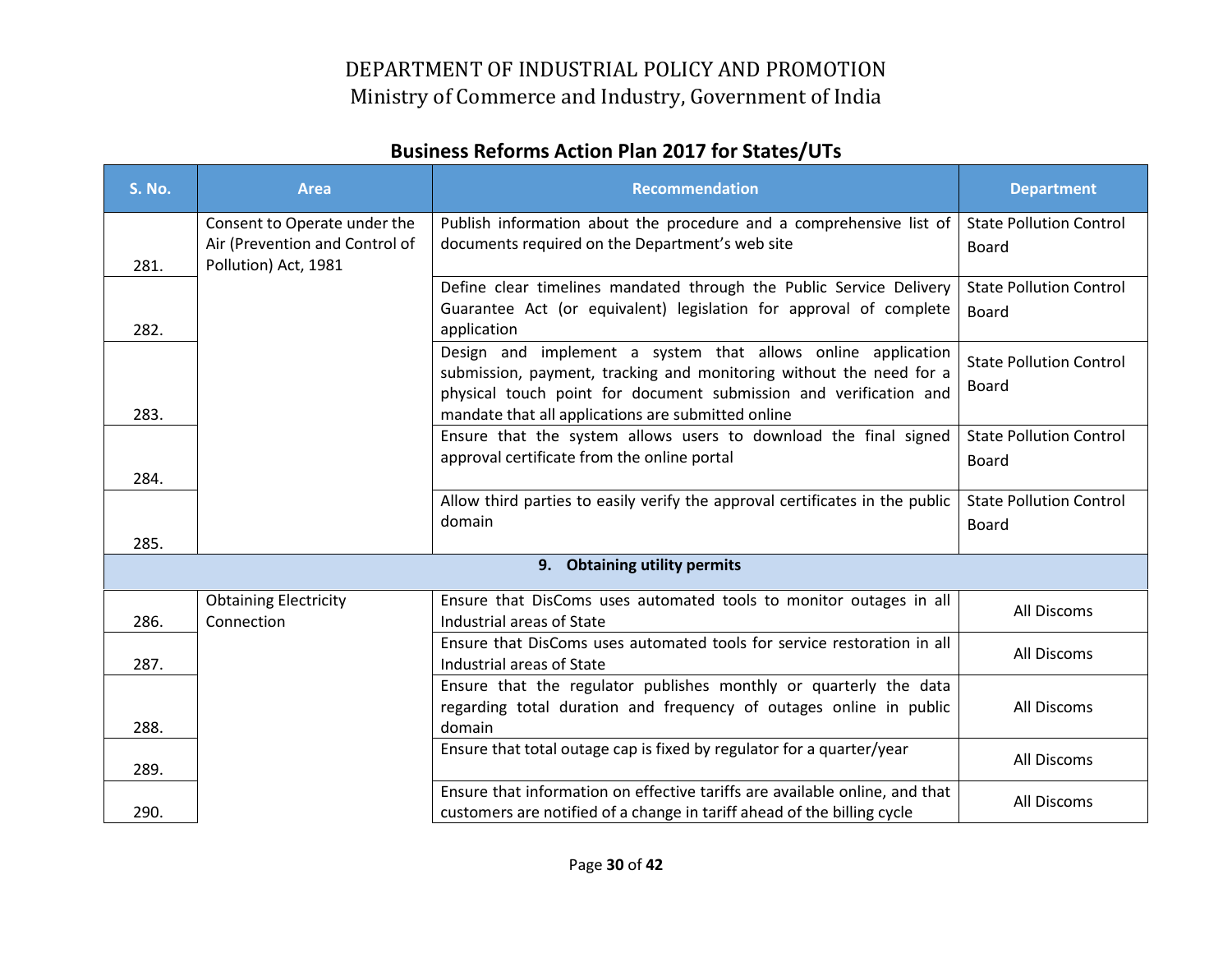# DEPARTMENT OF INDUSTRIAL POLICY AND PROMOTION
Ministry of Commerce and Industry, Government of India

## Business Reforms Action Plan 2017 for States/UTs

| S. No. | Area | Recommendation | Department |
|---|---|---|---|
| 281. | Consent to Operate under the Air (Prevention and Control of Pollution) Act, 1981 | Publish information about the procedure and a comprehensive list of documents required on the Department's web site | State Pollution Control Board |
| 282. | | Define clear timelines mandated through the Public Service Delivery Guarantee Act (or equivalent) legislation for approval of complete application | State Pollution Control Board |
| 283. | | Design and implement a system that allows online application submission, payment, tracking and monitoring without the need for a physical touch point for document submission and verification and mandate that all applications are submitted online | State Pollution Control Board |
| 284. | | Ensure that the system allows users to download the final signed approval certificate from the online portal | State Pollution Control Board |
| 285. | | Allow third parties to easily verify the approval certificates in the public domain | State Pollution Control Board |
| | | **9. Obtaining utility permits** | |
| 286. | Obtaining Electricity Connection | Ensure that DisComs uses automated tools to monitor outages in all Industrial areas of State | All Discoms |
| 287. | | Ensure that DisComs uses automated tools for service restoration in all Industrial areas of State | All Discoms |
| 288. | | Ensure that the regulator publishes monthly or quarterly the data regarding total duration and frequency of outages online in public domain | All Discoms |
| 289. | | Ensure that total outage cap is fixed by regulator for a quarter/year | All Discoms |
| 290. | | Ensure that information on effective tariffs are available online, and that customers are notified of a change in tariff ahead of the billing cycle | All Discoms |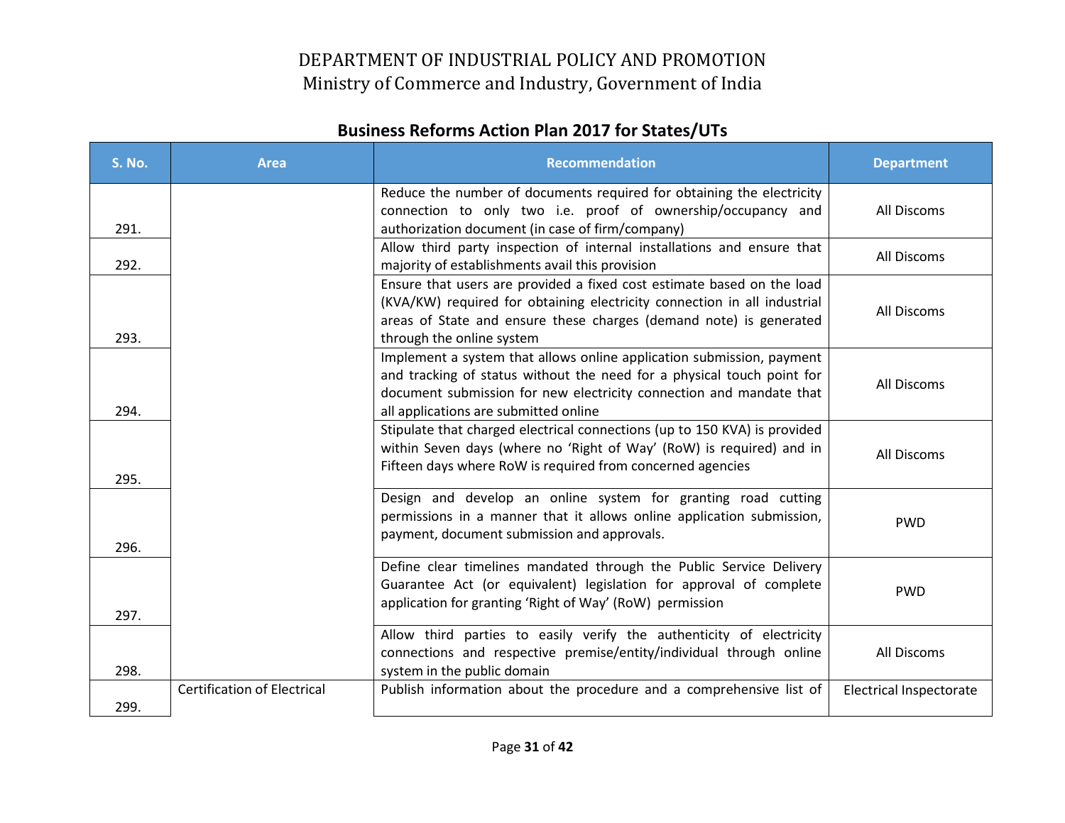# DEPARTMENT OF INDUSTRIAL POLICY AND PROMOTION
## Ministry of Commerce and Industry, Government of India

### Business Reforms Action Plan 2017 for States/UTs

| S. No. | Area | Recommendation | Department |
|---|---|---|---|
| 291. | | Reduce the number of documents required for obtaining the electricity connection to only two i.e. proof of ownership/occupancy and authorization document (in case of firm/company) | All Discoms |
| 292. | | Allow third party inspection of internal installations and ensure that majority of establishments avail this provision | All Discoms |
| 293. | | Ensure that users are provided a fixed cost estimate based on the load (KVA/KW) required for obtaining electricity connection in all industrial areas of State and ensure these charges (demand note) is generated through the online system | All Discoms |
| 294. | | Implement a system that allows online application submission, payment and tracking of status without the need for a physical touch point for document submission for new electricity connection and mandate that all applications are submitted online | All Discoms |
| 295. | | Stipulate that charged electrical connections (up to 150 KVA) is provided within Seven days (where no 'Right of Way' (RoW) is required) and in Fifteen days where RoW is required from concerned agencies | All Discoms |
| 296. | | Design and develop an online system for granting road cutting permissions in a manner that it allows online application submission, payment, document submission and approvals. | PWD |
| 297. | | Define clear timelines mandated through the Public Service Delivery Guarantee Act (or equivalent) legislation for approval of complete application for granting 'Right of Way' (RoW) permission | PWD |
| 298. | | Allow third parties to easily verify the authenticity of electricity connections and respective premise/entity/individual through online system in the public domain | All Discoms |
| 299. | Certification of Electrical | Publish information about the procedure and a comprehensive list of | Electrical Inspectorate |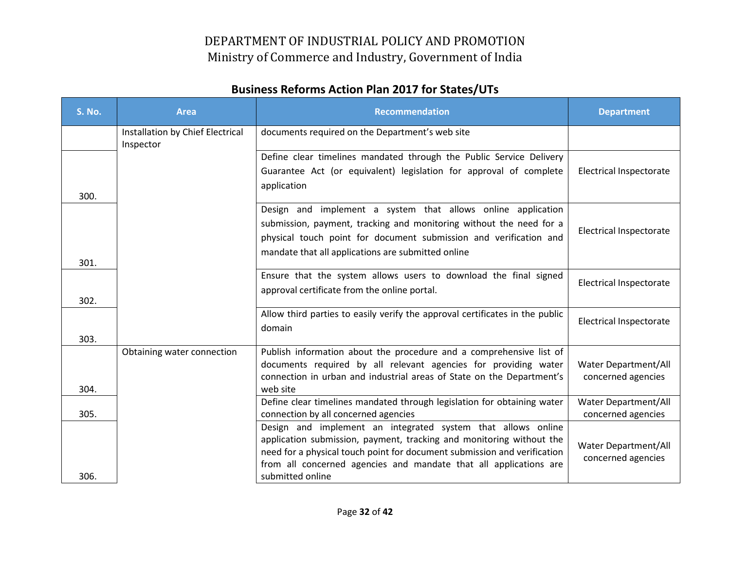DEPARTMENT OF INDUSTRIAL POLICY AND PROMOTION
Ministry of Commerce and Industry, Government of India

## Business Reforms Action Plan 2017 for States/UTs

| S. No. | Area | Recommendation | Department |
|---|---|---|---|
| | Installation by Chief Electrical Inspector | documents required on the Department's web site | |
| 300. | | Define clear timelines mandated through the Public Service Delivery Guarantee Act (or equivalent) legislation for approval of complete application | Electrical Inspectorate |
| 301. | | Design and implement a system that allows online application submission, payment, tracking and monitoring without the need for a physical touch point for document submission and verification and mandate that all applications are submitted online | Electrical Inspectorate |
| 302. | | Ensure that the system allows users to download the final signed approval certificate from the online portal. | Electrical Inspectorate |
| 303. | | Allow third parties to easily verify the approval certificates in the public domain | Electrical Inspectorate |
| 304. | Obtaining water connection | Publish information about the procedure and a comprehensive list of documents required by all relevant agencies for providing water connection in urban and industrial areas of State on the Department's web site | Water Department/All concerned agencies |
| 305. | | Define clear timelines mandated through legislation for obtaining water connection by all concerned agencies | Water Department/All concerned agencies |
| 306. | | Design and implement an integrated system that allows online application submission, payment, tracking and monitoring without the need for a physical touch point for document submission and verification from all concerned agencies and mandate that all applications are submitted online | Water Department/All concerned agencies |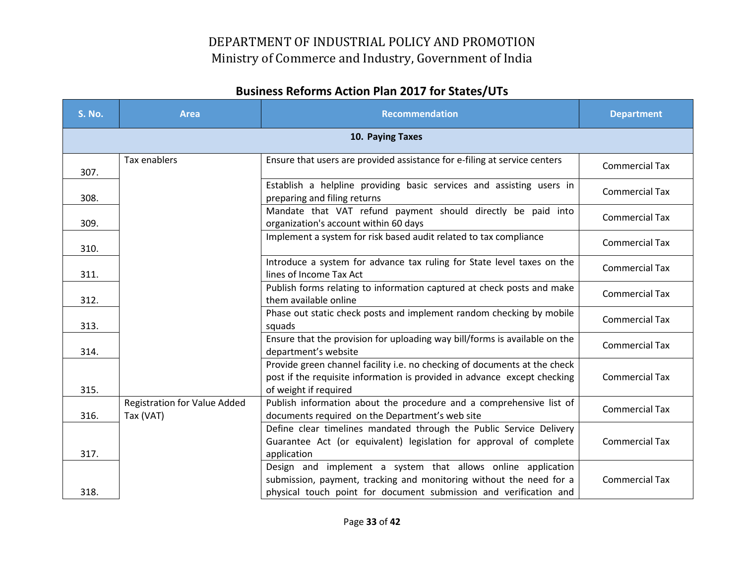# DEPARTMENT OF INDUSTRIAL POLICY AND PROMOTION
Ministry of Commerce and Industry, Government of India

## Business Reforms Action Plan 2017 for States/UTs

| S. No. | Area | Recommendation | Department |
|---|---|---|---|
| | | **10. Paying Taxes** | |
| 307. | Tax enablers | Ensure that users are provided assistance for e-filing at service centers | Commercial Tax |
| 308. | | Establish a helpline providing basic services and assisting users in preparing and filing returns | Commercial Tax |
| 309. | | Mandate that VAT refund payment should directly be paid into organization's account within 60 days | Commercial Tax |
| 310. | | Implement a system for risk based audit related to tax compliance | Commercial Tax |
| 311. | | Introduce a system for advance tax ruling for State level taxes on the lines of Income Tax Act | Commercial Tax |
| 312. | | Publish forms relating to information captured at check posts and make them available online | Commercial Tax |
| 313. | | Phase out static check posts and implement random checking by mobile squads | Commercial Tax |
| 314. | | Ensure that the provision for uploading way bill/forms is available on the department's website | Commercial Tax |
| 315. | | Provide green channel facility i.e. no checking of documents at the check post if the requisite information is provided in advance except checking of weight if required | Commercial Tax |
| 316. | Registration for Value Added Tax (VAT) | Publish information about the procedure and a comprehensive list of documents required on the Department's web site | Commercial Tax |
| 317. | | Define clear timelines mandated through the Public Service Delivery Guarantee Act (or equivalent) legislation for approval of complete application | Commercial Tax |
| 318. | | Design and implement a system that allows online application submission, payment, tracking and monitoring without the need for a physical touch point for document submission and verification and | Commercial Tax |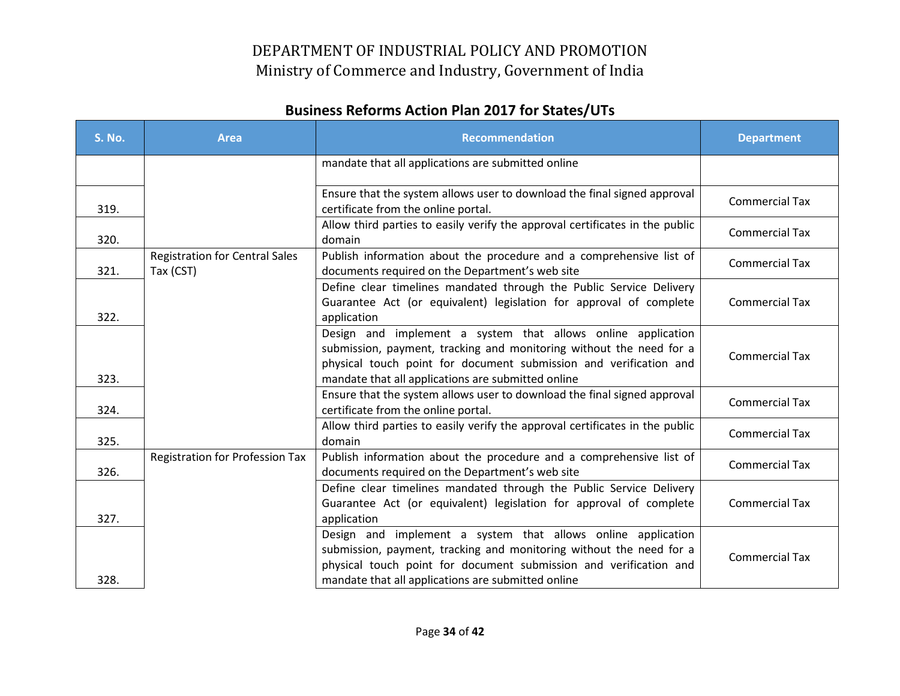# DEPARTMENT OF INDUSTRIAL POLICY AND PROMOTION
Ministry of Commerce and Industry, Government of India

## Business Reforms Action Plan 2017 for States/UTs

| S. No. | Area | Recommendation | Department |
|---|---|---|---|
| | | mandate that all applications are submitted online | |
| 319. | | Ensure that the system allows user to download the final signed approval certificate from the online portal. | Commercial Tax |
| 320. | | Allow third parties to easily verify the approval certificates in the public domain | Commercial Tax |
| 321. | Registration for Central Sales Tax (CST) | Publish information about the procedure and a comprehensive list of documents required on the Department's web site | Commercial Tax |
| 322. | | Define clear timelines mandated through the Public Service Delivery Guarantee Act (or equivalent) legislation for approval of complete application | Commercial Tax |
| 323. | | Design and implement a system that allows online application submission, payment, tracking and monitoring without the need for a physical touch point for document submission and verification and mandate that all applications are submitted online | Commercial Tax |
| 324. | | Ensure that the system allows user to download the final signed approval certificate from the online portal. | Commercial Tax |
| 325. | | Allow third parties to easily verify the approval certificates in the public domain | Commercial Tax |
| 326. | Registration for Profession Tax | Publish information about the procedure and a comprehensive list of documents required on the Department's web site | Commercial Tax |
| 327. | | Define clear timelines mandated through the Public Service Delivery Guarantee Act (or equivalent) legislation for approval of complete application | Commercial Tax |
| 328. | | Design and implement a system that allows online application submission, payment, tracking and monitoring without the need for a physical touch point for document submission and verification and mandate that all applications are submitted online | Commercial Tax |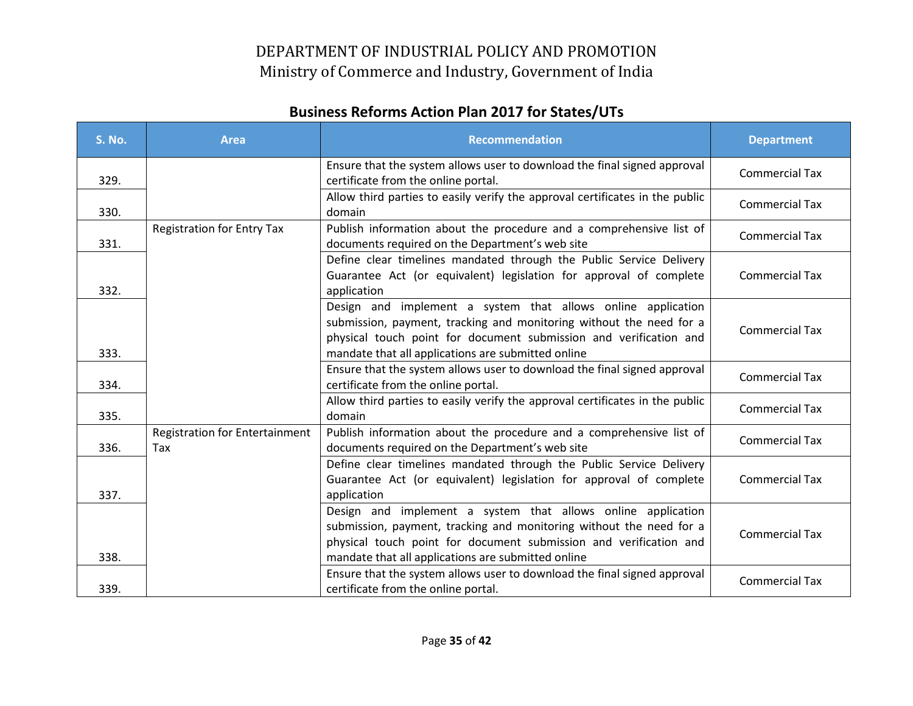# DEPARTMENT OF INDUSTRIAL POLICY AND PROMOTION
## Ministry of Commerce and Industry, Government of India

### Business Reforms Action Plan 2017 for States/UTs

| S. No. | Area | Recommendation | Department |
|---|---|---|---|
| 329. | | Ensure that the system allows user to download the final signed approval certificate from the online portal. | Commercial Tax |
| 330. | | Allow third parties to easily verify the approval certificates in the public domain | Commercial Tax |
| 331. | Registration for Entry Tax | Publish information about the procedure and a comprehensive list of documents required on the Department's web site | Commercial Tax |
| 332. | | Define clear timelines mandated through the Public Service Delivery Guarantee Act (or equivalent) legislation for approval of complete application | Commercial Tax |
| 333. | | Design and implement a system that allows online application submission, payment, tracking and monitoring without the need for a physical touch point for document submission and verification and mandate that all applications are submitted online | Commercial Tax |
| 334. | | Ensure that the system allows user to download the final signed approval certificate from the online portal. | Commercial Tax |
| 335. | | Allow third parties to easily verify the approval certificates in the public domain | Commercial Tax |
| 336. | Registration for Entertainment Tax | Publish information about the procedure and a comprehensive list of documents required on the Department's web site | Commercial Tax |
| 337. | | Define clear timelines mandated through the Public Service Delivery Guarantee Act (or equivalent) legislation for approval of complete application | Commercial Tax |
| 338. | | Design and implement a system that allows online application submission, payment, tracking and monitoring without the need for a physical touch point for document submission and verification and mandate that all applications are submitted online | Commercial Tax |
| 339. | | Ensure that the system allows user to download the final signed approval certificate from the online portal. | Commercial Tax |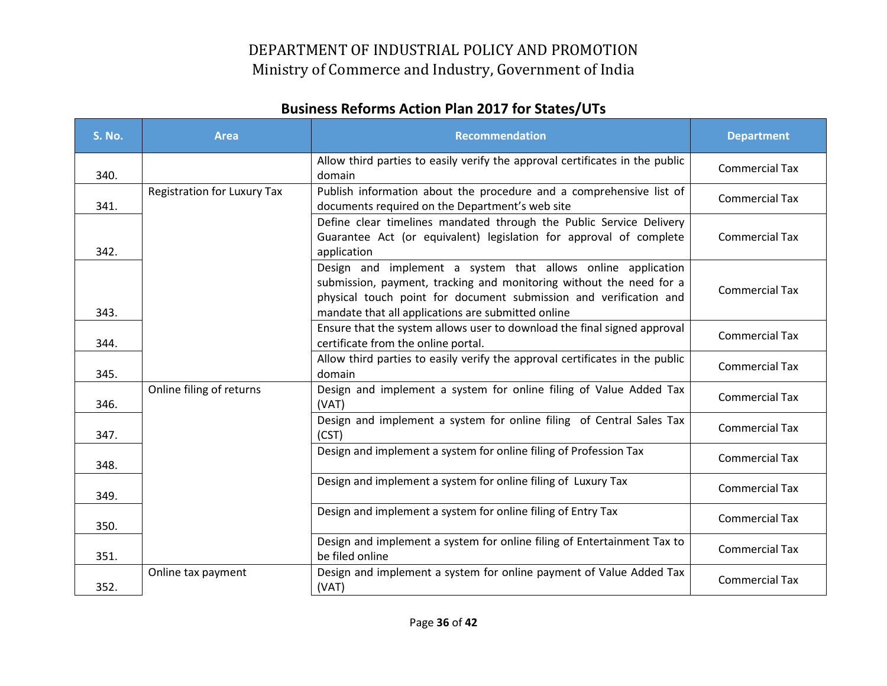# DEPARTMENT OF INDUSTRIAL POLICY AND PROMOTION
## Ministry of Commerce and Industry, Government of India

### Business Reforms Action Plan 2017 for States/UTs

| S. No. | Area | Recommendation | Department |
|---|---|---|---|
| 340. | | Allow third parties to easily verify the approval certificates in the public domain | Commercial Tax |
| 341. | Registration for Luxury Tax | Publish information about the procedure and a comprehensive list of documents required on the Department's web site | Commercial Tax |
| 342. | | Define clear timelines mandated through the Public Service Delivery Guarantee Act (or equivalent) legislation for approval of complete application | Commercial Tax |
| 343. | | Design and implement a system that allows online application submission, payment, tracking and monitoring without the need for a physical touch point for document submission and verification and mandate that all applications are submitted online | Commercial Tax |
| 344. | | Ensure that the system allows user to download the final signed approval certificate from the online portal. | Commercial Tax |
| 345. | | Allow third parties to easily verify the approval certificates in the public domain | Commercial Tax |
| 346. | Online filing of returns | Design and implement a system for online filing of Value Added Tax (VAT) | Commercial Tax |
| 347. | | Design and implement a system for online filing of Central Sales Tax (CST) | Commercial Tax |
| 348. | | Design and implement a system for online filing of Profession Tax | Commercial Tax |
| 349. | | Design and implement a system for online filing of Luxury Tax | Commercial Tax |
| 350. | | Design and implement a system for online filing of Entry Tax | Commercial Tax |
| 351. | | Design and implement a system for online filing of Entertainment Tax to be filed online | Commercial Tax |
| 352. | Online tax payment | Design and implement a system for online payment of Value Added Tax (VAT) | Commercial Tax |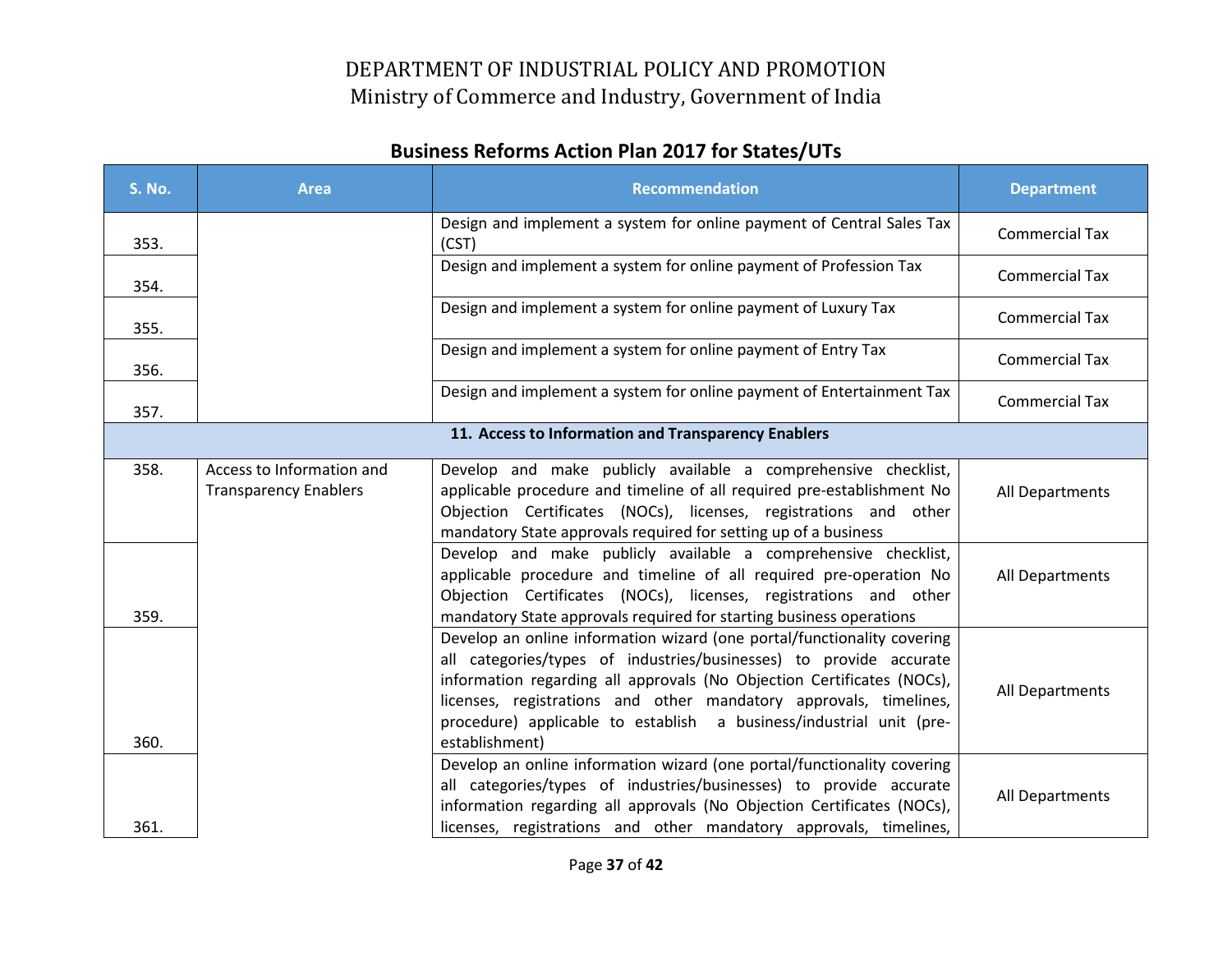# DEPARTMENT OF INDUSTRIAL POLICY AND PROMOTION
## Ministry of Commerce and Industry, Government of India

### Business Reforms Action Plan 2017 for States/UTs

| S. No. | Area | Recommendation | Department |
|---|---|---|---|
| 353. | | Design and implement a system for online payment of Central Sales Tax (CST) | Commercial Tax |
| 354. | | Design and implement a system for online payment of Profession Tax | Commercial Tax |
| 355. | | Design and implement a system for online payment of Luxury Tax | Commercial Tax |
| 356. | | Design and implement a system for online payment of Entry Tax | Commercial Tax |
| 357. | | Design and implement a system for online payment of Entertainment Tax | Commercial Tax |
| **11. Access to Information and Transparency Enablers** | | | |
| 358. | Access to Information and Transparency Enablers | Develop and make publicly available a comprehensive checklist, applicable procedure and timeline of all required pre-establishment No Objection Certificates (NOCs), licenses, registrations and other mandatory State approvals required for setting up of a business | All Departments |
| 359. | | Develop and make publicly available a comprehensive checklist, applicable procedure and timeline of all required pre-operation No Objection Certificates (NOCs), licenses, registrations and other mandatory State approvals required for starting business operations | All Departments |
| 360. | | Develop an online information wizard (one portal/functionality covering all categories/types of industries/businesses) to provide accurate information regarding all approvals (No Objection Certificates (NOCs), licenses, registrations and other mandatory approvals, timelines, procedure) applicable to establish a business/industrial unit (pre-establishment) | All Departments |
| 361. | | Develop an online information wizard (one portal/functionality covering all categories/types of industries/businesses) to provide accurate information regarding all approvals (No Objection Certificates (NOCs), licenses, registrations and other mandatory approvals, timelines, | All Departments |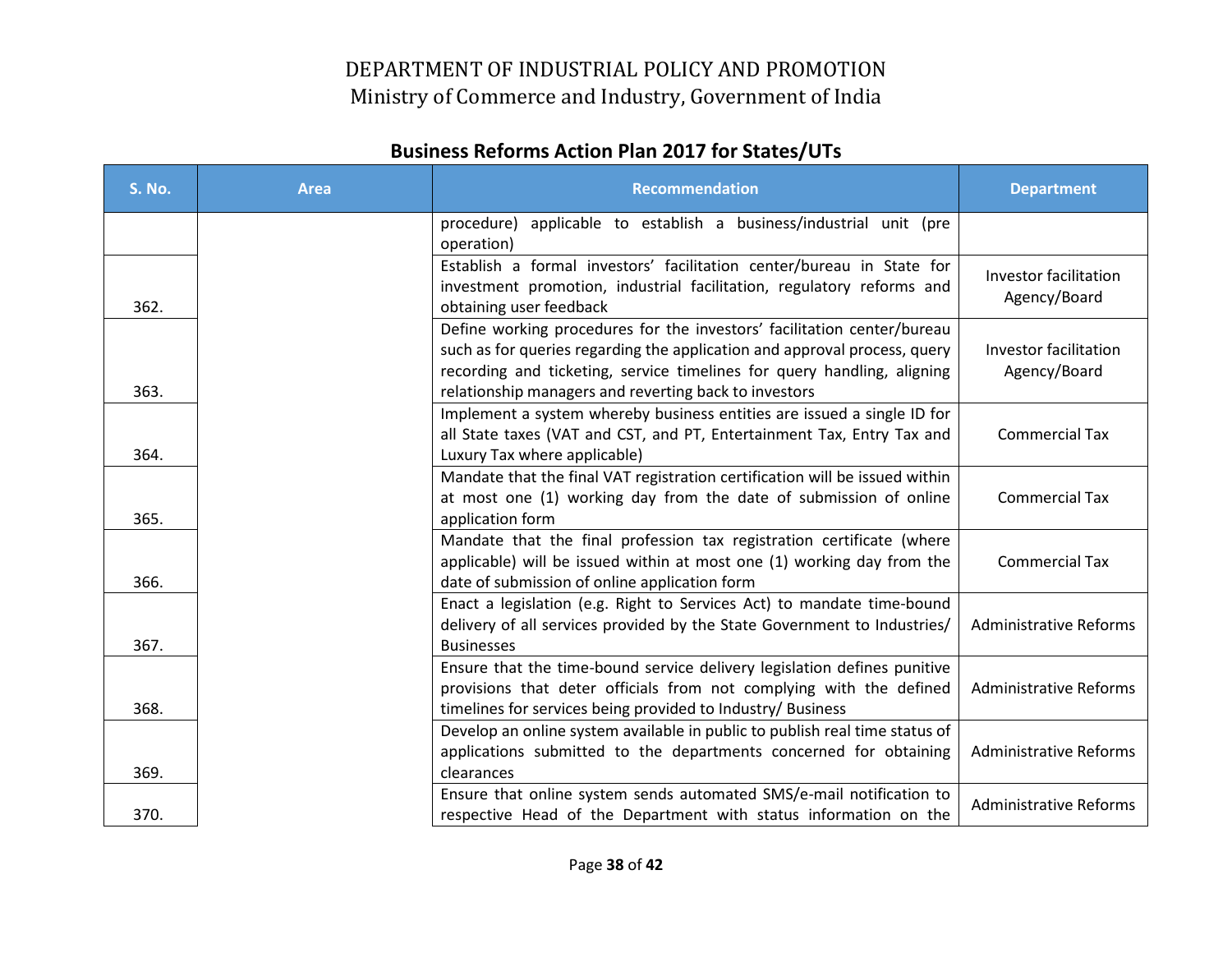# DEPARTMENT OF INDUSTRIAL POLICY AND PROMOTION
## Ministry of Commerce and Industry, Government of India

### Business Reforms Action Plan 2017 for States/UTs

| S. No. | Area | Recommendation | Department |
|---|---|---|---|
| | | procedure) applicable to establish a business/industrial unit (pre operation) | |
| 362. | | Establish a formal investors' facilitation center/bureau in State for investment promotion, industrial facilitation, regulatory reforms and obtaining user feedback | Investor facilitation Agency/Board |
| 363. | | Define working procedures for the investors' facilitation center/bureau such as for queries regarding the application and approval process, query recording and ticketing, service timelines for query handling, aligning relationship managers and reverting back to investors | Investor facilitation Agency/Board |
| 364. | | Implement a system whereby business entities are issued a single ID for all State taxes (VAT and CST, and PT, Entertainment Tax, Entry Tax and Luxury Tax where applicable) | Commercial Tax |
| 365. | | Mandate that the final VAT registration certification will be issued within at most one (1) working day from the date of submission of online application form | Commercial Tax |
| 366. | | Mandate that the final profession tax registration certificate (where applicable) will be issued within at most one (1) working day from the date of submission of online application form | Commercial Tax |
| 367. | | Enact a legislation (e.g. Right to Services Act) to mandate time-bound delivery of all services provided by the State Government to Industries/ Businesses | Administrative Reforms |
| 368. | | Ensure that the time-bound service delivery legislation defines punitive provisions that deter officials from not complying with the defined timelines for services being provided to Industry/ Business | Administrative Reforms |
| 369. | | Develop an online system available in public to publish real time status of applications submitted to the departments concerned for obtaining clearances | Administrative Reforms |
| 370. | | Ensure that online system sends automated SMS/e-mail notification to respective Head of the Department with status information on the | Administrative Reforms |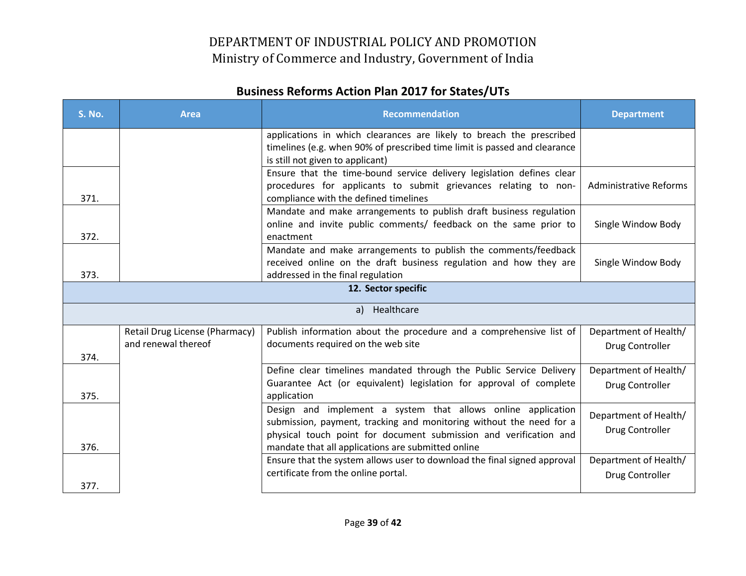# DEPARTMENT OF INDUSTRIAL POLICY AND PROMOTION
## Ministry of Commerce and Industry, Government of India

### Business Reforms Action Plan 2017 for States/UTs

| S. No. | Area | Recommendation | Department |
|---|---|---|---|
| | | applications in which clearances are likely to breach the prescribed timelines (e.g. when 90% of prescribed time limit is passed and clearance is still not given to applicant) | |
| 371. | | Ensure that the time-bound service delivery legislation defines clear procedures for applicants to submit grievances relating to non-compliance with the defined timelines | Administrative Reforms |
| 372. | | Mandate and make arrangements to publish draft business regulation online and invite public comments/ feedback on the same prior to enactment | Single Window Body |
| 373. | | Mandate and make arrangements to publish the comments/feedback received online on the draft business regulation and how they are addressed in the final regulation | Single Window Body |
| | | **12. Sector specific** | |
| | | a) Healthcare | |
| 374. | Retail Drug License (Pharmacy) and renewal thereof | Publish information about the procedure and a comprehensive list of documents required on the web site | Department of Health/ Drug Controller |
| 375. | | Define clear timelines mandated through the Public Service Delivery Guarantee Act (or equivalent) legislation for approval of complete application | Department of Health/ Drug Controller |
| 376. | | Design and implement a system that allows online application submission, payment, tracking and monitoring without the need for a physical touch point for document submission and verification and mandate that all applications are submitted online | Department of Health/ Drug Controller |
| 377. | | Ensure that the system allows user to download the final signed approval certificate from the online portal. | Department of Health/ Drug Controller |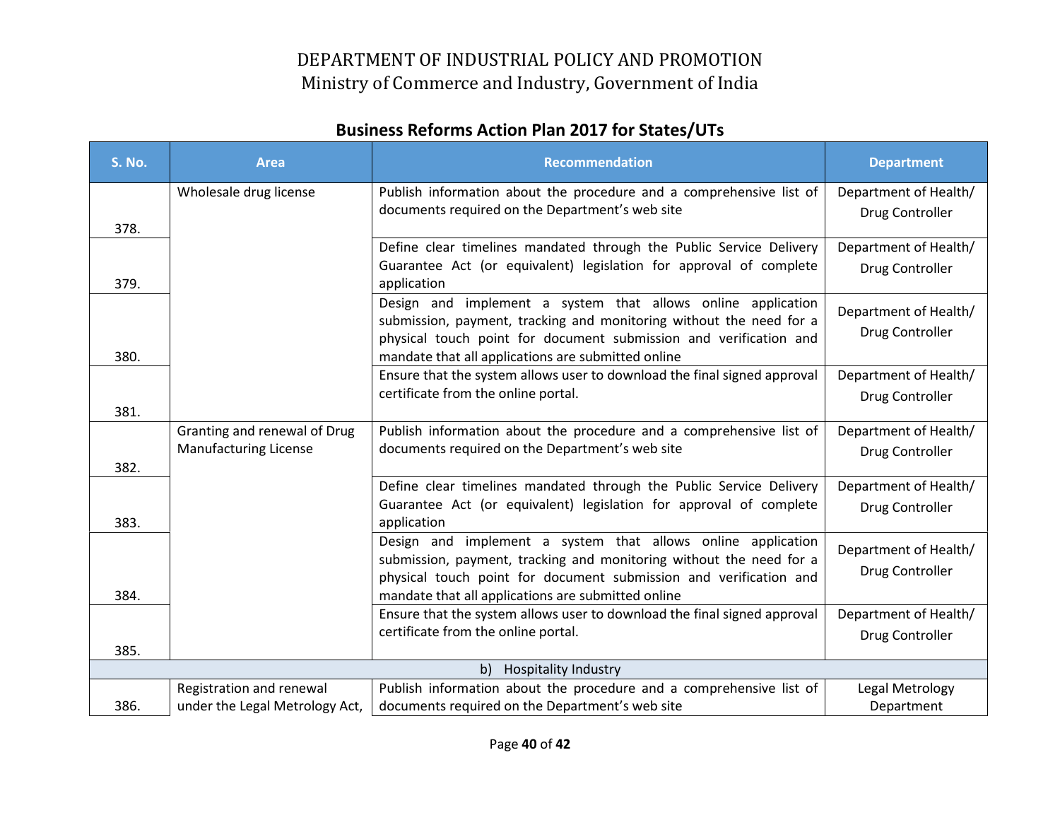DEPARTMENT OF INDUSTRIAL POLICY AND PROMOTION
Ministry of Commerce and Industry, Government of India

## Business Reforms Action Plan 2017 for States/UTs

| S. No. | Area | Recommendation | Department |
|---|---|---|---|
| 378. | Wholesale drug license | Publish information about the procedure and a comprehensive list of documents required on the Department's web site | Department of Health/ Drug Controller |
| 379. | | Define clear timelines mandated through the Public Service Delivery Guarantee Act (or equivalent) legislation for approval of complete application | Department of Health/ Drug Controller |
| 380. | | Design and implement a system that allows online application submission, payment, tracking and monitoring without the need for a physical touch point for document submission and verification and mandate that all applications are submitted online | Department of Health/ Drug Controller |
| 381. | | Ensure that the system allows user to download the final signed approval certificate from the online portal. | Department of Health/ Drug Controller |
| 382. | Granting and renewal of Drug Manufacturing License | Publish information about the procedure and a comprehensive list of documents required on the Department's web site | Department of Health/ Drug Controller |
| 383. | | Define clear timelines mandated through the Public Service Delivery Guarantee Act (or equivalent) legislation for approval of complete application | Department of Health/ Drug Controller |
| 384. | | Design and implement a system that allows online application submission, payment, tracking and monitoring without the need for a physical touch point for document submission and verification and mandate that all applications are submitted online | Department of Health/ Drug Controller |
| 385. | | Ensure that the system allows user to download the final signed approval certificate from the online portal. | Department of Health/ Drug Controller |
| | | b) Hospitality Industry | |
| 386. | Registration and renewal under the Legal Metrology Act, | Publish information about the procedure and a comprehensive list of documents required on the Department's web site | Legal Metrology Department |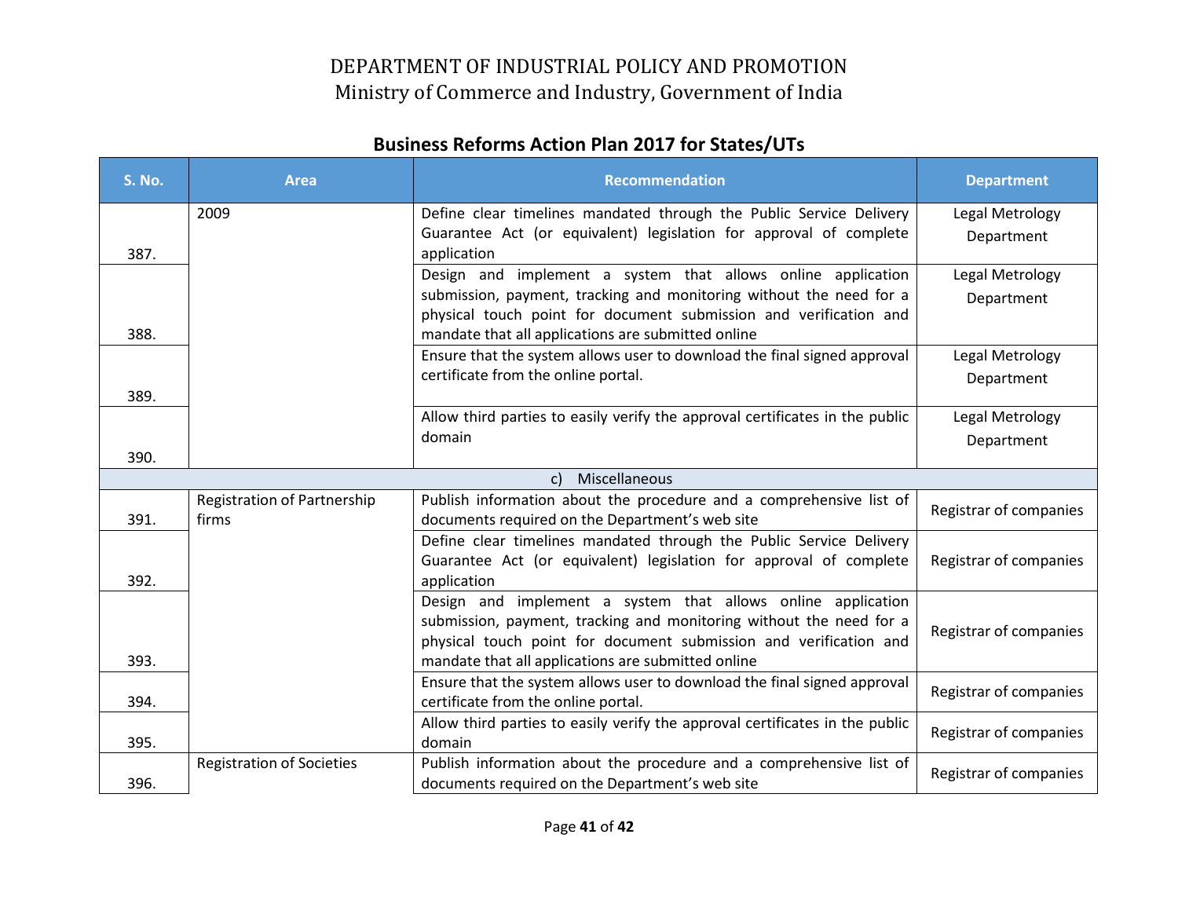# DEPARTMENT OF INDUSTRIAL POLICY AND PROMOTION
## Ministry of Commerce and Industry, Government of India

### Business Reforms Action Plan 2017 for States/UTs

| S. No. | Area | Recommendation | Department |
|---|---|---|---|
| 387. | 2009 | Define clear timelines mandated through the Public Service Delivery Guarantee Act (or equivalent) legislation for approval of complete application | Legal Metrology Department |
| 388. | | Design and implement a system that allows online application submission, payment, tracking and monitoring without the need for a physical touch point for document submission and verification and mandate that all applications are submitted online | Legal Metrology Department |
| 389. | | Ensure that the system allows user to download the final signed approval certificate from the online portal. | Legal Metrology Department |
| 390. | | Allow third parties to easily verify the approval certificates in the public domain | Legal Metrology Department |
| | | c) Miscellaneous | |
| 391. | Registration of Partnership firms | Publish information about the procedure and a comprehensive list of documents required on the Department's web site | Registrar of companies |
| 392. | | Define clear timelines mandated through the Public Service Delivery Guarantee Act (or equivalent) legislation for approval of complete application | Registrar of companies |
| 393. | | Design and implement a system that allows online application submission, payment, tracking and monitoring without the need for a physical touch point for document submission and verification and mandate that all applications are submitted online | Registrar of companies |
| 394. | | Ensure that the system allows user to download the final signed approval certificate from the online portal. | Registrar of companies |
| 395. | | Allow third parties to easily verify the approval certificates in the public domain | Registrar of companies |
| 396. | Registration of Societies | Publish information about the procedure and a comprehensive list of documents required on the Department's web site | Registrar of companies |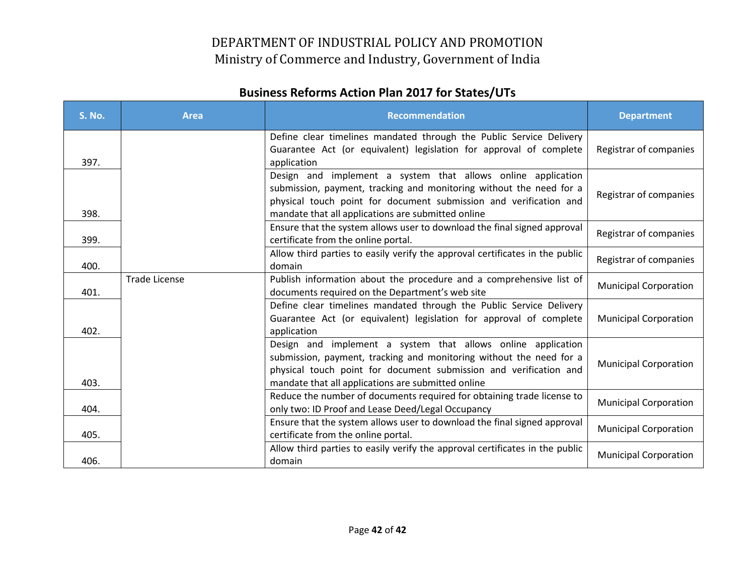DEPARTMENT OF INDUSTRIAL POLICY AND PROMOTION
Ministry of Commerce and Industry, Government of India

## Business Reforms Action Plan 2017 for States/UTs

| S. No. | Area | Recommendation | Department |
|---|---|---|---|
| 397. | | Define clear timelines mandated through the Public Service Delivery Guarantee Act (or equivalent) legislation for approval of complete application | Registrar of companies |
| 398. | | Design and implement a system that allows online application submission, payment, tracking and monitoring without the need for a physical touch point for document submission and verification and mandate that all applications are submitted online | Registrar of companies |
| 399. | | Ensure that the system allows user to download the final signed approval certificate from the online portal. | Registrar of companies |
| 400. | | Allow third parties to easily verify the approval certificates in the public domain | Registrar of companies |
| 401. | Trade License | Publish information about the procedure and a comprehensive list of documents required on the Department's web site | Municipal Corporation |
| 402. | | Define clear timelines mandated through the Public Service Delivery Guarantee Act (or equivalent) legislation for approval of complete application | Municipal Corporation |
| 403. | | Design and implement a system that allows online application submission, payment, tracking and monitoring without the need for a physical touch point for document submission and verification and mandate that all applications are submitted online | Municipal Corporation |
| 404. | | Reduce the number of documents required for obtaining trade license to only two: ID Proof and Lease Deed/Legal Occupancy | Municipal Corporation |
| 405. | | Ensure that the system allows user to download the final signed approval certificate from the online portal. | Municipal Corporation |
| 406. | | Allow third parties to easily verify the approval certificates in the public domain | Municipal Corporation |